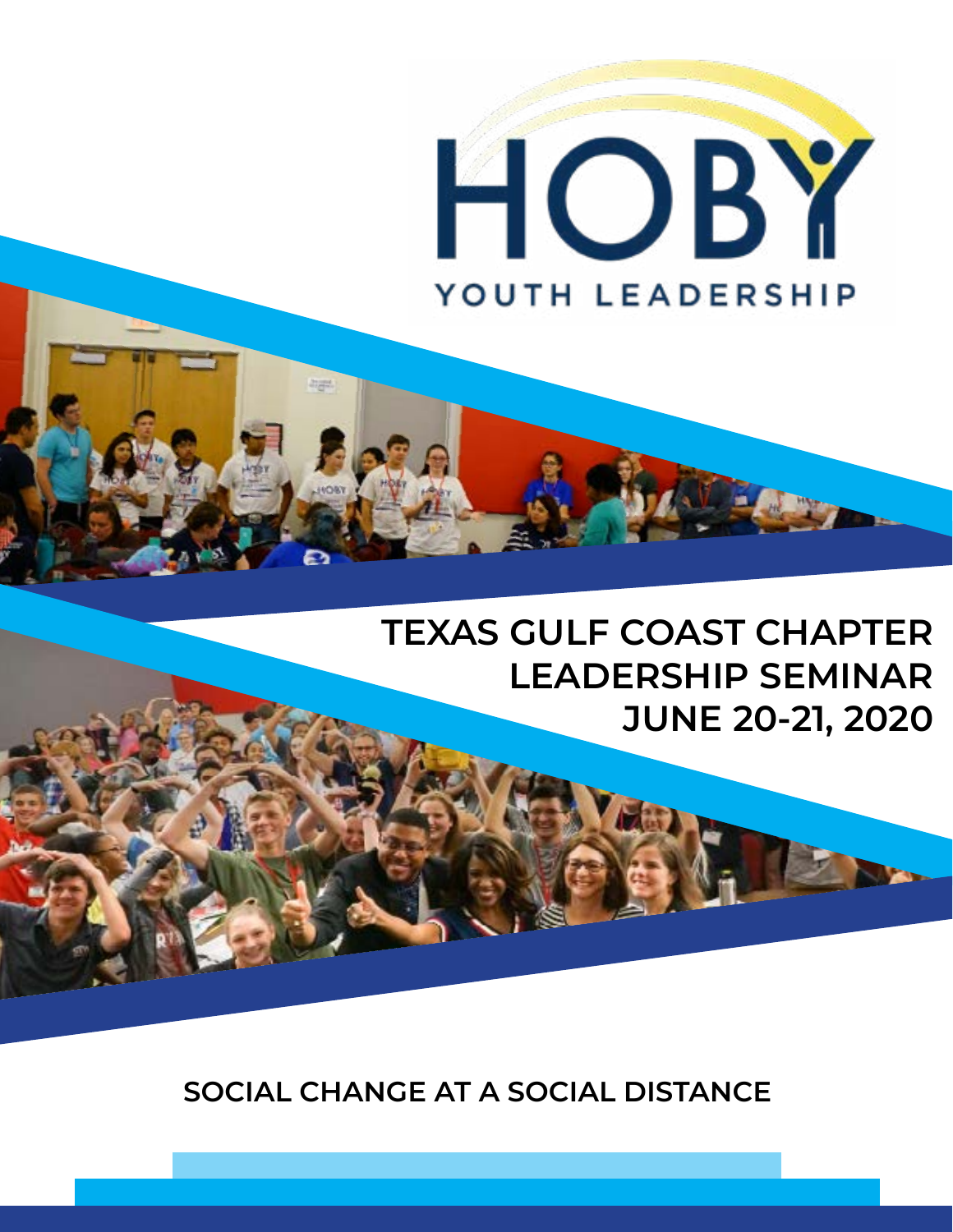HOBY

YOUTH LEADERSHIP

# TEXAS GULF COAST CHAPTER LEADERSHIP SEMINAR JUNE 20-21, 2020

## SOCIAL CHANGE AT A SOCIAL DISTANCE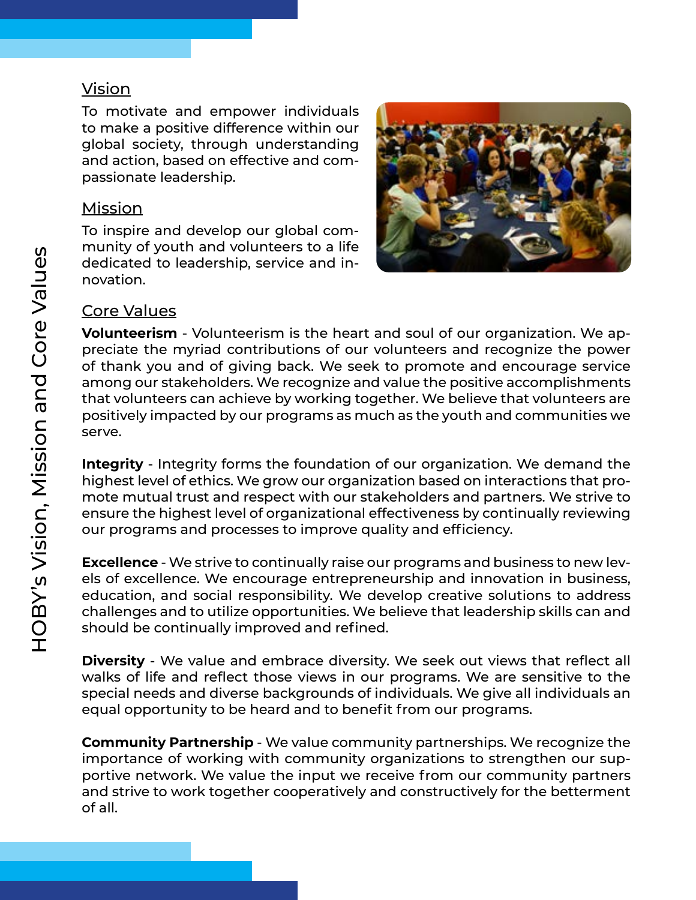# HOBY's Vision, Mission and Core Values

## Vision

To motivate and empower individuals to make a positive difference within our global society, through understanding and action, based on effective and compassionate leadership.

## Mission

To inspire and develop our global community of youth and volunteers to a life dedicated to leadership, service and innovation.

## Core Values

**Volunteerism** - Volunteerism is the heart and soul of our organization. We appreciate the myriad contributions of our volunteers and recognize the power of thank you and of giving back. We seek to promote and encourage service among our stakeholders. We recognize and value the positive accomplishments that volunteers can achieve by working together. We believe that volunteers are positively impacted by our programs as much as the youth and communities we serve.

**Integrity** - Integrity forms the foundation of our organization. We demand the highest level of ethics. We grow our organization based on interactions that promote mutual trust and respect with our stakeholders and partners. We strive to ensure the highest level of organizational effectiveness by continually reviewing our programs and processes to improve quality and efficiency.

**Excellence** - We strive to continually raise our programs and business to new levels of excellence. We encourage entrepreneurship and innovation in business, education, and social responsibility. We develop creative solutions to address challenges and to utilize opportunities. We believe that leadership skills can and should be continually improved and refined.

**Diversity** - We value and embrace diversity. We seek out views that reflect all walks of life and reflect those views in our programs. We are sensitive to the special needs and diverse backgrounds of individuals. We give all individuals an equal opportunity to be heard and to benefit from our programs.

**Community Partnership** - We value community partnerships. We recognize the importance of working with community organizations to strengthen our supportive network. We value the input we receive from our community partners and strive to work together cooperatively and constructively for the betterment of all.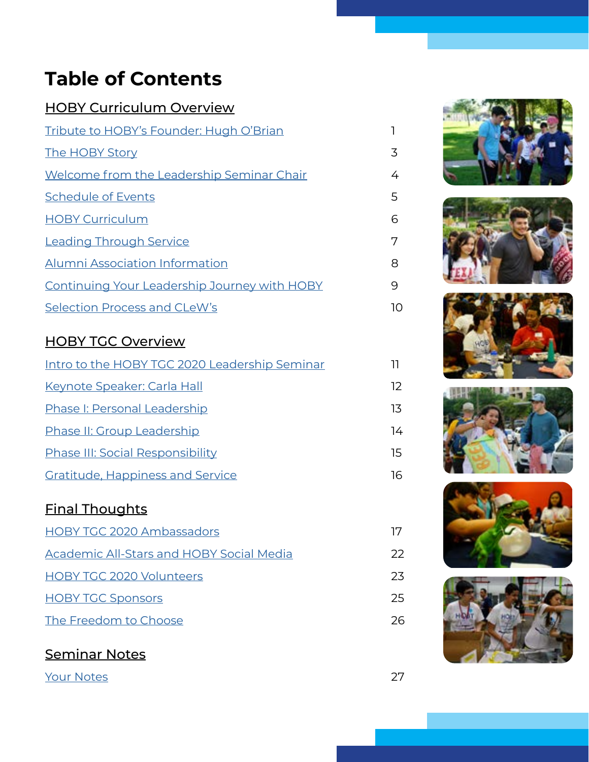# Table of Contents

## HOBY Curriculum Overview

| | |
|---|---|
| Tribute to HOBY's Founder: Hugh O'Brian | 1 |
| The HOBY Story | 3 |
| Welcome from the Leadership Seminar Chair | 4 |
| Schedule of Events | 5 |
| HOBY Curriculum | 6 |
| Leading Through Service | 7 |
| Alumni Association Information | 8 |
| Continuing Your Leadership Journey with HOBY | 9 |
| Selection Process and CLeW's | 10 |

## HOBY TGC Overview

| | |
|---|---|
| Intro to the HOBY TGC 2020 Leadership Seminar | 11 |
| Keynote Speaker: Carla Hall | 12 |
| Phase I: Personal Leadership | 13 |
| Phase II: Group Leadership | 14 |
| Phase III: Social Responsibility | 15 |
| Gratitude, Happiness and Service | 16 |

## Final Thoughts

| | |
|---|---|
| HOBY TGC 2020 Ambassadors | 17 |
| Academic All-Stars and HOBY Social Media | 22 |
| HOBY TGC 2020 Volunteers | 23 |
| HOBY TGC Sponsors | 25 |
| The Freedom to Choose | 26 |

## Seminar Notes

| | |
|---|---|
| Your Notes | 27 |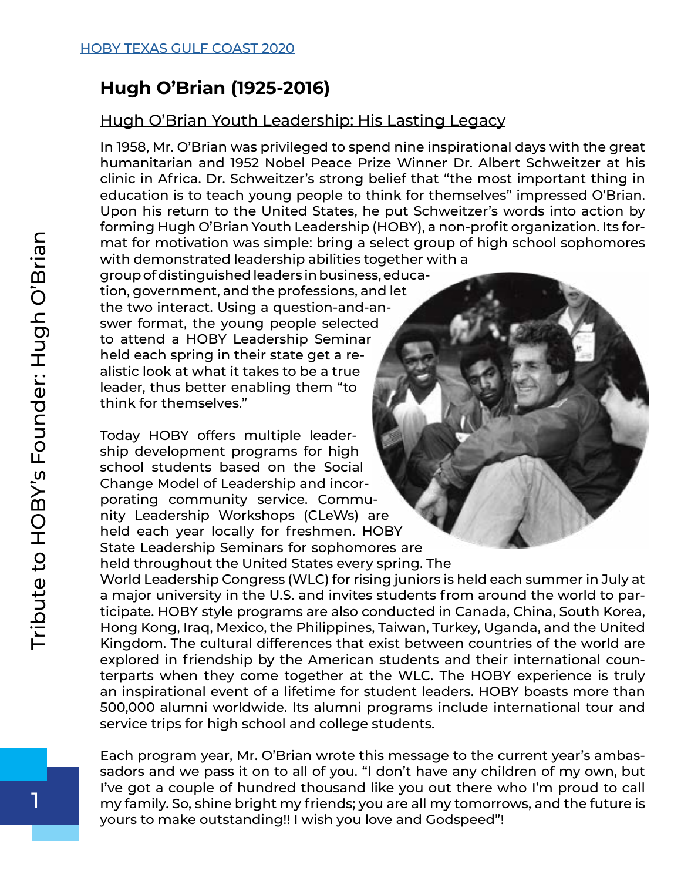## Hugh O'Brian (1925-2016)

### Hugh O'Brian Youth Leadership: His Lasting Legacy

In 1958, Mr. O'Brian was privileged to spend nine inspirational days with the great humanitarian and 1952 Nobel Peace Prize Winner Dr. Albert Schweitzer at his clinic in Africa. Dr. Schweitzer's strong belief that "the most important thing in education is to teach young people to think for themselves" impressed O'Brian. Upon his return to the United States, he put Schweitzer's words into action by forming Hugh O'Brian Youth Leadership (HOBY), a non-profit organization. Its format for motivation was simple: bring a select group of high school sophomores with demonstrated leadership abilities together with a group of distinguished leaders in business, education, government, and the professions, and let the two interact. Using a question-and-answer format, the young people selected to attend a HOBY Leadership Seminar held each spring in their state get a realistic look at what it takes to be a true leader, thus better enabling them "to think for themselves."

Today HOBY offers multiple leadership development programs for high school students based on the Social Change Model of Leadership and incorporating community service. Community Leadership Workshops (CLeWs) are held each year locally for freshmen. HOBY State Leadership Seminars for sophomores are held throughout the United States every spring. The World Leadership Congress (WLC) for rising juniors is held each summer in July at a major university in the U.S. and invites students from around the world to participate. HOBY style programs are also conducted in Canada, China, South Korea, Hong Kong, Iraq, Mexico, the Philippines, Taiwan, Turkey, Uganda, and the United Kingdom. The cultural differences that exist between countries of the world are explored in friendship by the American students and their international counterparts when they come together at the WLC. The HOBY experience is truly an inspirational event of a lifetime for student leaders. HOBY boasts more than 500,000 alumni worldwide. Its alumni programs include international tour and service trips for high school and college students.

Each program year, Mr. O'Brian wrote this message to the current year's ambassadors and we pass it on to all of you. "I don't have any children of my own, but I've got a couple of hundred thousand like you out there who I'm proud to call my family. So, shine bright my friends; you are all my tomorrows, and the future is yours to make outstanding!! I wish you love and Godspeed"!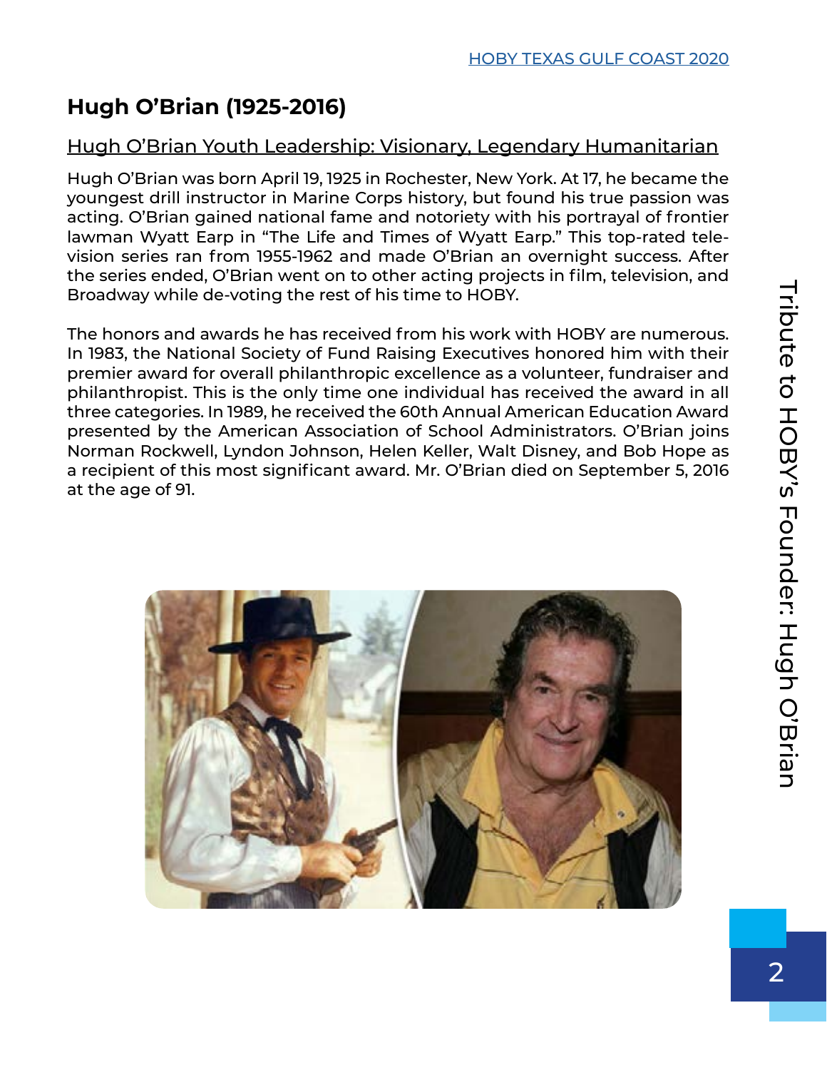# Hugh O'Brian (1925-2016)

## Hugh O'Brian Youth Leadership: Visionary, Legendary Humanitarian

Hugh O'Brian was born April 19, 1925 in Rochester, New York. At 17, he became the youngest drill instructor in Marine Corps history, but found his true passion was acting. O'Brian gained national fame and notoriety with his portrayal of frontier lawman Wyatt Earp in "The Life and Times of Wyatt Earp." This top-rated television series ran from 1955-1962 and made O'Brian an overnight success. After the series ended, O'Brian went on to other acting projects in film, television, and Broadway while de-voting the rest of his time to HOBY.

The honors and awards he has received from his work with HOBY are numerous. In 1983, the National Society of Fund Raising Executives honored him with their premier award for overall philanthropic excellence as a volunteer, fundraiser and philanthropist. This is the only time one individual has received the award in all three categories. In 1989, he received the 60th Annual American Education Award presented by the American Association of School Administrators. O'Brian joins Norman Rockwell, Lyndon Johnson, Helen Keller, Walt Disney, and Bob Hope as a recipient of this most significant award. Mr. O'Brian died on September 5, 2016 at the age of 91.

Tribute to HOBY's Founder: Hugh O'Brian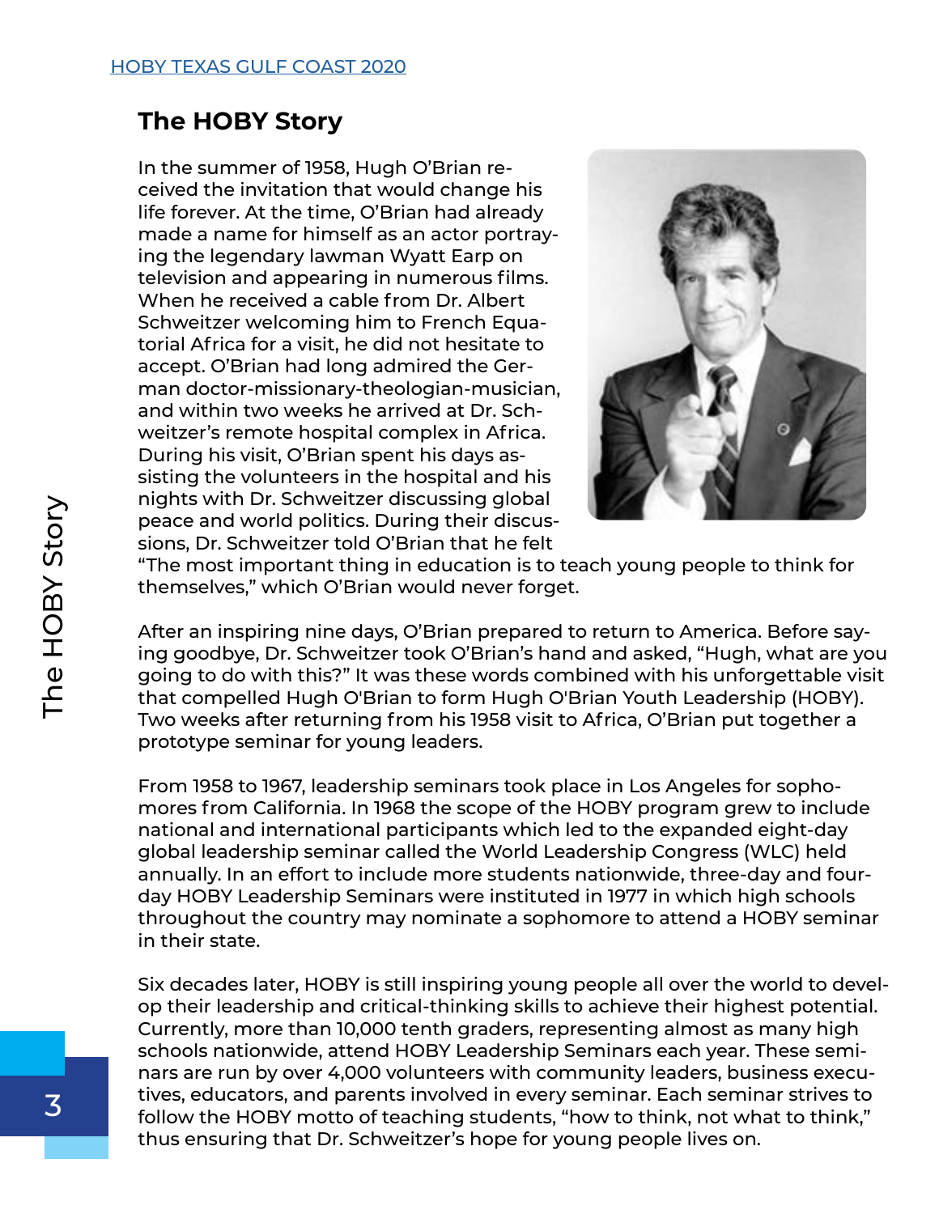## The HOBY Story

In the summer of 1958, Hugh O'Brian received the invitation that would change his life forever. At the time, O'Brian had already made a name for himself as an actor portraying the legendary lawman Wyatt Earp on television and appearing in numerous films. When he received a cable from Dr. Albert Schweitzer welcoming him to French Equatorial Africa for a visit, he did not hesitate to accept. O'Brian had long admired the German doctor-missionary-theologian-musician, and within two weeks he arrived at Dr. Schweitzer's remote hospital complex in Africa. During his visit, O'Brian spent his days assisting the volunteers in the hospital and his nights with Dr. Schweitzer discussing global peace and world politics. During their discussions, Dr. Schweitzer told O'Brian that he felt "The most important thing in education is to teach young people to think for themselves," which O'Brian would never forget.

After an inspiring nine days, O'Brian prepared to return to America. Before saying goodbye, Dr. Schweitzer took O'Brian's hand and asked, "Hugh, what are you going to do with this?" It was these words combined with his unforgettable visit that compelled Hugh O'Brian to form Hugh O'Brian Youth Leadership (HOBY). Two weeks after returning from his 1958 visit to Africa, O'Brian put together a prototype seminar for young leaders.

From 1958 to 1967, leadership seminars took place in Los Angeles for sophomores from California. In 1968 the scope of the HOBY program grew to include national and international participants which led to the expanded eight-day global leadership seminar called the World Leadership Congress (WLC) held annually. In an effort to include more students nationwide, three-day and four-day HOBY Leadership Seminars were instituted in 1977 in which high schools throughout the country may nominate a sophomore to attend a HOBY seminar in their state.

Six decades later, HOBY is still inspiring young people all over the world to develop their leadership and critical-thinking skills to achieve their highest potential. Currently, more than 10,000 tenth graders, representing almost as many high schools nationwide, attend HOBY Leadership Seminars each year. These seminars are run by over 4,000 volunteers with community leaders, business executives, educators, and parents involved in every seminar. Each seminar strives to follow the HOBY motto of teaching students, "how to think, not what to think," thus ensuring that Dr. Schweitzer's hope for young people lives on.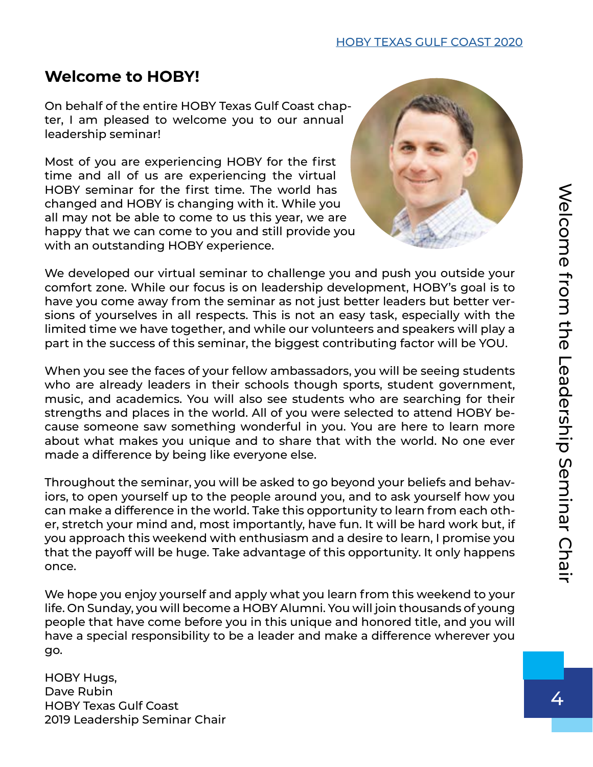## Welcome to HOBY!

On behalf of the entire HOBY Texas Gulf Coast chapter, I am pleased to welcome you to our annual leadership seminar!

Most of you are experiencing HOBY for the first time and all of us are experiencing the virtual HOBY seminar for the first time. The world has changed and HOBY is changing with it. While you all may not be able to come to us this year, we are happy that we can come to you and still provide you with an outstanding HOBY experience.

We developed our virtual seminar to challenge you and push you outside your comfort zone. While our focus is on leadership development, HOBY's goal is to have you come away from the seminar as not just better leaders but better versions of yourselves in all respects. This is not an easy task, especially with the limited time we have together, and while our volunteers and speakers will play a part in the success of this seminar, the biggest contributing factor will be YOU.

When you see the faces of your fellow ambassadors, you will be seeing students who are already leaders in their schools though sports, student government, music, and academics. You will also see students who are searching for their strengths and places in the world. All of you were selected to attend HOBY because someone saw something wonderful in you. You are here to learn more about what makes you unique and to share that with the world. No one ever made a difference by being like everyone else.

Throughout the seminar, you will be asked to go beyond your beliefs and behaviors, to open yourself up to the people around you, and to ask yourself how you can make a difference in the world. Take this opportunity to learn from each other, stretch your mind and, most importantly, have fun. It will be hard work but, if you approach this weekend with enthusiasm and a desire to learn, I promise you that the payoff will be huge. Take advantage of this opportunity. It only happens once.

We hope you enjoy yourself and apply what you learn from this weekend to your life. On Sunday, you will become a HOBY Alumni. You will join thousands of young people that have come before you in this unique and honored title, and you will have a special responsibility to be a leader and make a difference wherever you go.

HOBY Hugs,
Dave Rubin
HOBY Texas Gulf Coast
2019 Leadership Seminar Chair

Welcome from the Leadership Seminar Chair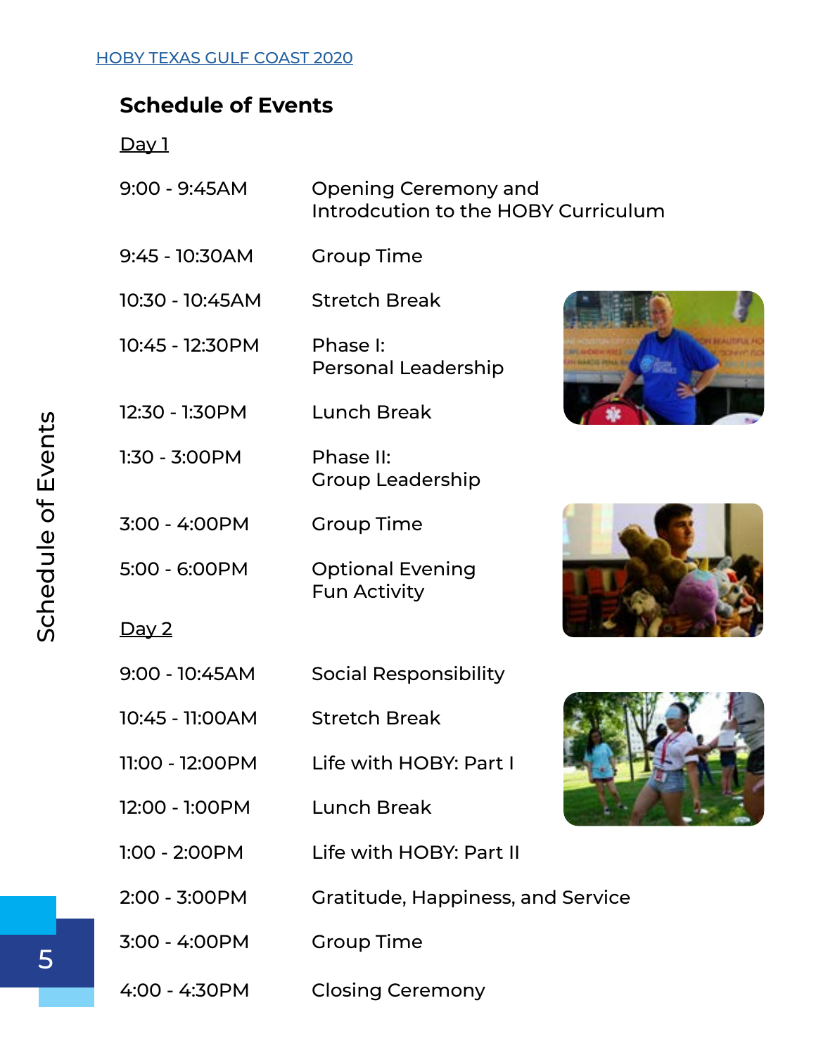## Schedule of Events

Day 1

| | |
|---|---|
| 9:00 - 9:45AM | Opening Ceremony and Introdcution to the HOBY Curriculum |
| 9:45 - 10:30AM | Group Time |
| 10:30 - 10:45AM | Stretch Break |
| 10:45 - 12:30PM | Phase I: Personal Leadership |
| 12:30 - 1:30PM | Lunch Break |
| 1:30 - 3:00PM | Phase II: Group Leadership |
| 3:00 - 4:00PM | Group Time |
| 5:00 - 6:00PM | Optional Evening Fun Activity |

Day 2

| | |
|---|---|
| 9:00 - 10:45AM | Social Responsibility |
| 10:45 - 11:00AM | Stretch Break |
| 11:00 - 12:00PM | Life with HOBY: Part I |
| 12:00 - 1:00PM | Lunch Break |
| 1:00 - 2:00PM | Life with HOBY: Part II |
| 2:00 - 3:00PM | Gratitude, Happiness, and Service |
| 3:00 - 4:00PM | Group Time |
| 4:00 - 4:30PM | Closing Ceremony |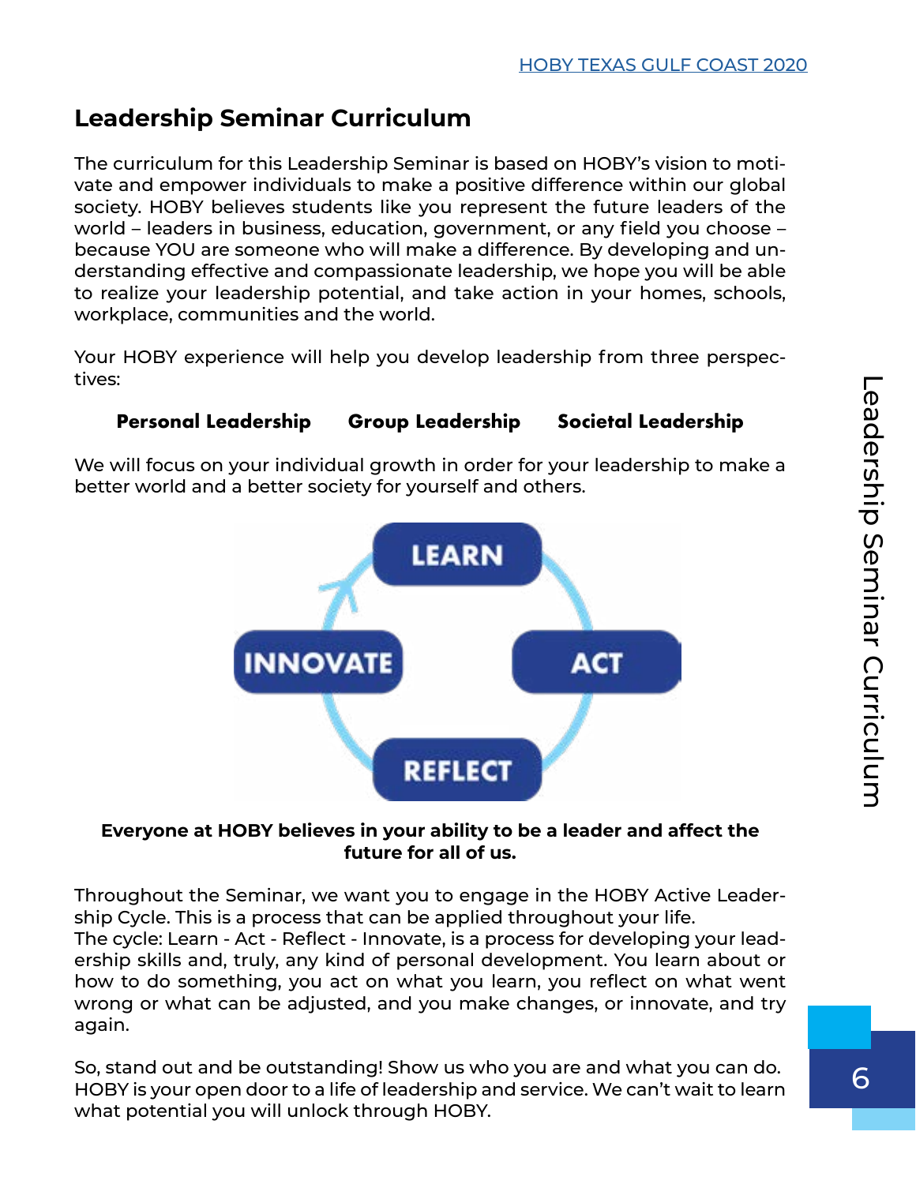## Leadership Seminar Curriculum

The curriculum for this Leadership Seminar is based on HOBY's vision to motivate and empower individuals to make a positive difference within our global society. HOBY believes students like you represent the future leaders of the world – leaders in business, education, government, or any field you choose – because YOU are someone who will make a difference. By developing and understanding effective and compassionate leadership, we hope you will be able to realize your leadership potential, and take action in your homes, schools, workplace, communities and the world.

Your HOBY experience will help you develop leadership from three perspectives:

**Personal Leadership** **Group Leadership** **Societal Leadership**

We will focus on your individual growth in order for your leadership to make a better world and a better society for yourself and others.

LEARN → ACT → REFLECT → INNOVATE

**Everyone at HOBY believes in your ability to be a leader and affect the future for all of us.**

Throughout the Seminar, we want you to engage in the HOBY Active Leadership Cycle. This is a process that can be applied throughout your life.
The cycle: Learn - Act - Reflect - Innovate, is a process for developing your leadership skills and, truly, any kind of personal development. You learn about or how to do something, you act on what you learn, you reflect on what went wrong or what can be adjusted, and you make changes, or innovate, and try again.

So, stand out and be outstanding! Show us who you are and what you can do. HOBY is your open door to a life of leadership and service. We can't wait to learn what potential you will unlock through HOBY.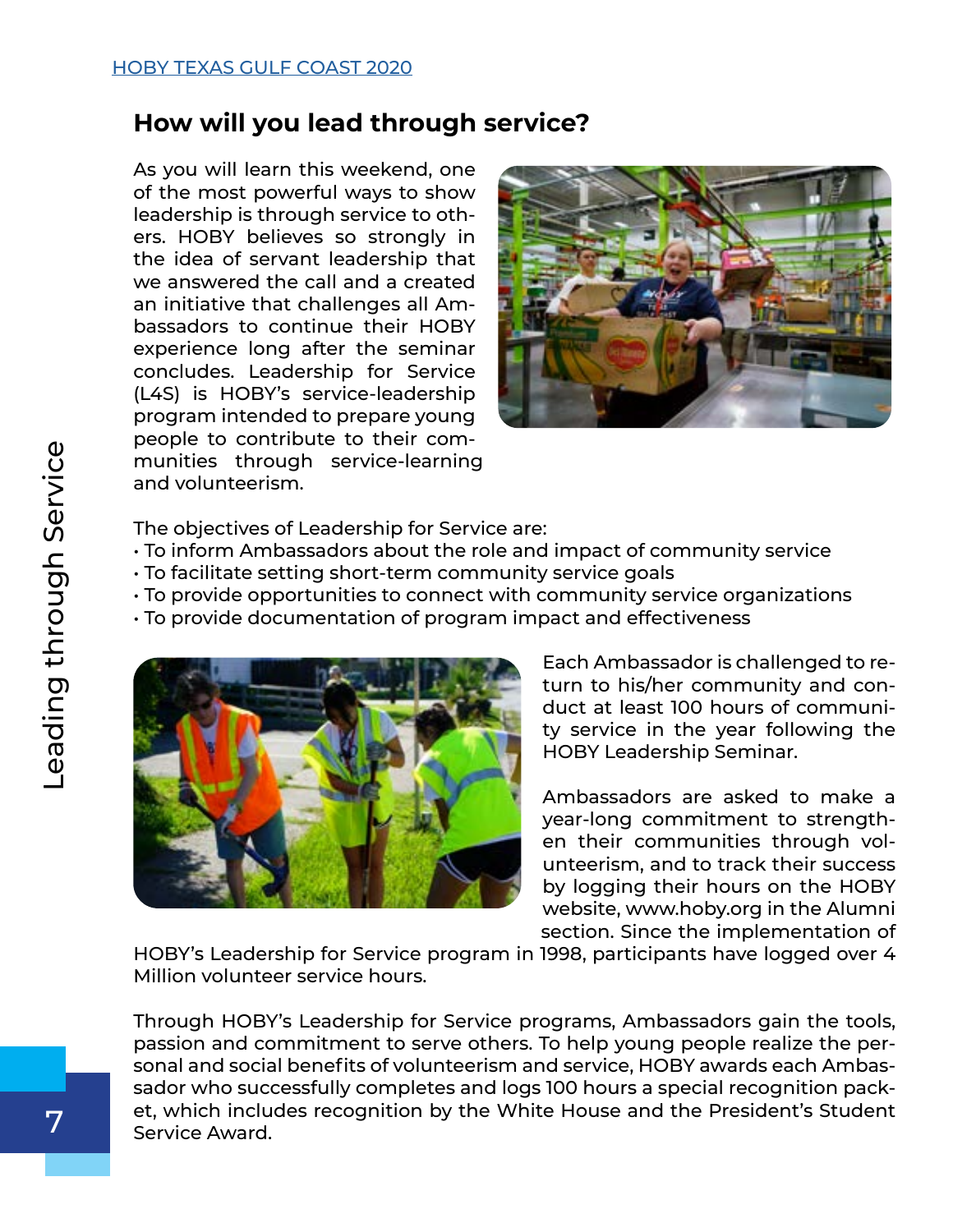## How will you lead through service?

As you will learn this weekend, one of the most powerful ways to show leadership is through service to others. HOBY believes so strongly in the idea of servant leadership that we answered the call and a created an initiative that challenges all Ambassadors to continue their HOBY experience long after the seminar concludes. Leadership for Service (L4S) is HOBY's service-leadership program intended to prepare young people to contribute to their communities through service-learning and volunteerism.

The objectives of Leadership for Service are:

- To inform Ambassadors about the role and impact of community service
- To facilitate setting short-term community service goals
- To provide opportunities to connect with community service organizations
- To provide documentation of program impact and effectiveness

Each Ambassador is challenged to return to his/her community and conduct at least 100 hours of community service in the year following the HOBY Leadership Seminar.

Ambassadors are asked to make a year-long commitment to strengthen their communities through volunteerism, and to track their success by logging their hours on the HOBY website, www.hoby.org in the Alumni section. Since the implementation of HOBY's Leadership for Service program in 1998, participants have logged over 4 Million volunteer service hours.

Through HOBY's Leadership for Service programs, Ambassadors gain the tools, passion and commitment to serve others. To help young people realize the personal and social benefits of volunteerism and service, HOBY awards each Ambassador who successfully completes and logs 100 hours a special recognition packet, which includes recognition by the White House and the President's Student Service Award.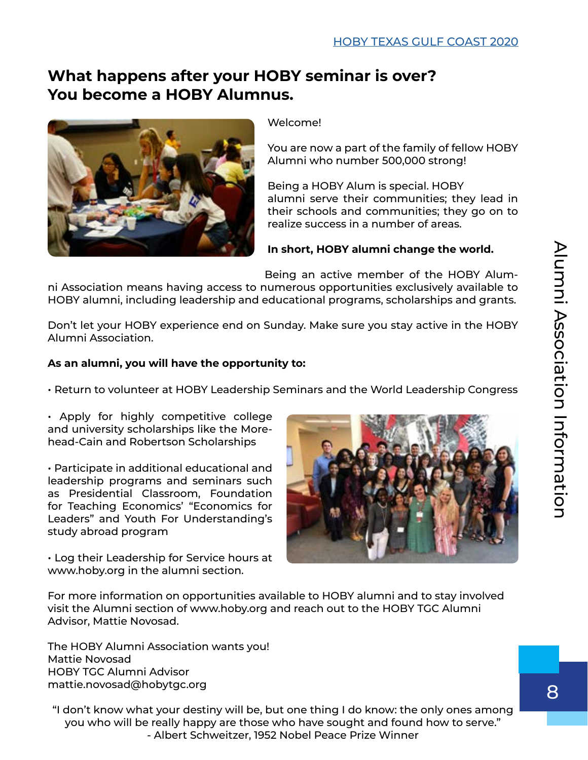# What happens after your HOBY seminar is over? You become a HOBY Alumnus.

Welcome!

You are now a part of the family of fellow HOBY Alumni who number 500,000 strong!

Being a HOBY Alum is special. HOBY alumni serve their communities; they lead in their schools and communities; they go on to realize success in a number of areas.

**In short, HOBY alumni change the world.**

Being an active member of the HOBY Alumni Association means having access to numerous opportunities exclusively available to HOBY alumni, including leadership and educational programs, scholarships and grants.

Don't let your HOBY experience end on Sunday. Make sure you stay active in the HOBY Alumni Association.

**As an alumni, you will have the opportunity to:**

- Return to volunteer at HOBY Leadership Seminars and the World Leadership Congress
- Apply for highly competitive college and university scholarships like the Morehead-Cain and Robertson Scholarships
- Participate in additional educational and leadership programs and seminars such as Presidential Classroom, Foundation for Teaching Economics' "Economics for Leaders" and Youth For Understanding's study abroad program
- Log their Leadership for Service hours at www.hoby.org in the alumni section.

For more information on opportunities available to HOBY alumni and to stay involved visit the Alumni section of www.hoby.org and reach out to the HOBY TGC Alumni Advisor, Mattie Novosad.

The HOBY Alumni Association wants you!
Mattie Novosad
HOBY TGC Alumni Advisor
mattie.novosad@hobytgc.org

"I don't know what your destiny will be, but one thing I do know: the only ones among you who will be really happy are those who have sought and found how to serve."
- Albert Schweitzer, 1952 Nobel Peace Prize Winner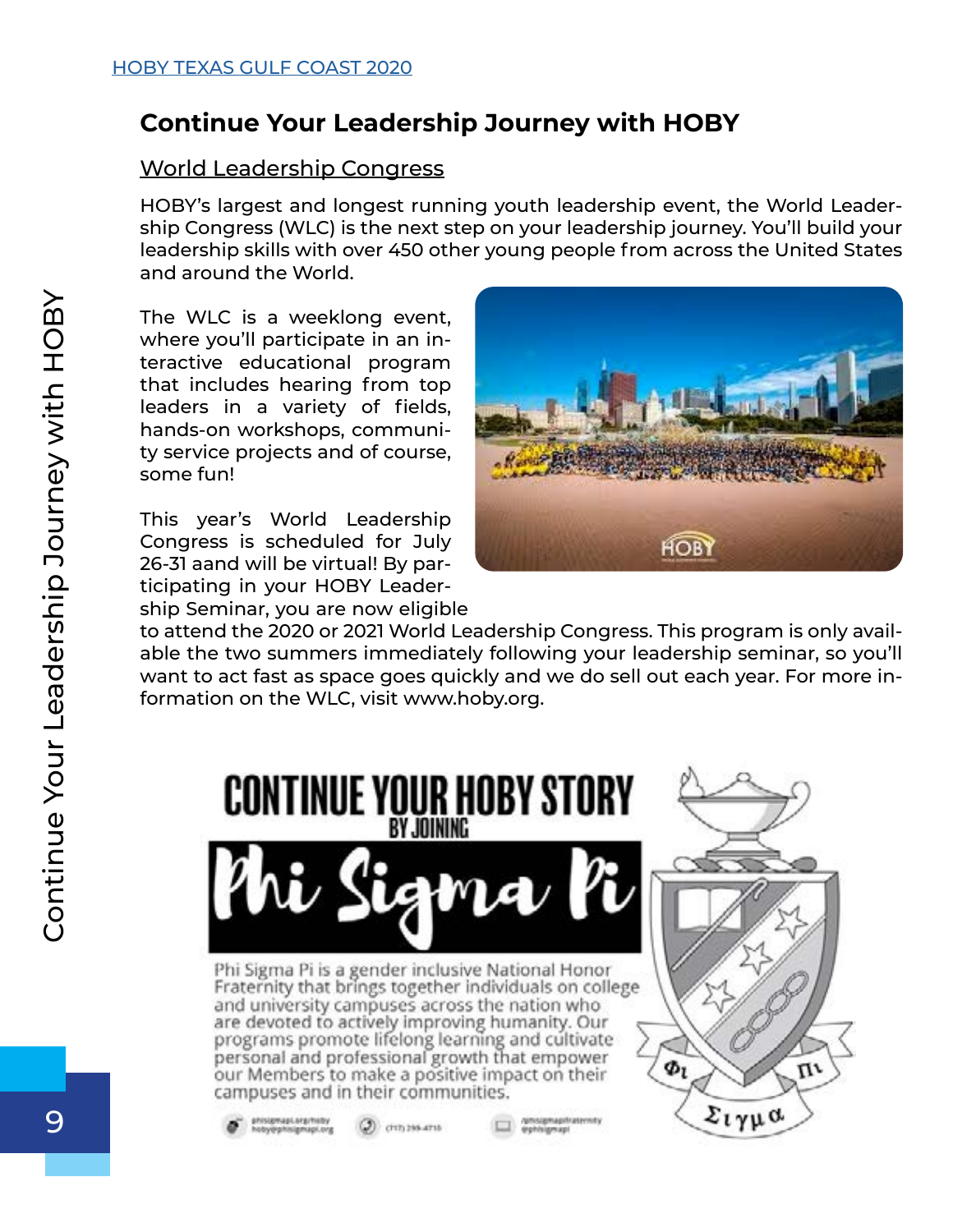## Continue Your Leadership Journey with HOBY

### World Leadership Congress

HOBY's largest and longest running youth leadership event, the World Leadership Congress (WLC) is the next step on your leadership journey. You'll build your leadership skills with over 450 other young people from across the United States and around the World.

The WLC is a weeklong event, where you'll participate in an interactive educational program that includes hearing from top leaders in a variety of fields, hands-on workshops, community service projects and of course, some fun!

This year's World Leadership Congress is scheduled for July 26-31 aand will be virtual! By participating in your HOBY Leadership Seminar, you are now eligible to attend the 2020 or 2021 World Leadership Congress. This program is only available the two summers immediately following your leadership seminar, so you'll want to act fast as space goes quickly and we do sell out each year. For more information on the WLC, visit www.hoby.org.

## CONTINUE YOUR HOBY STORY BY JOINING Phi Sigma Pi

Phi Sigma Pi is a gender inclusive National Honor Fraternity that brings together individuals on college and university campuses across the nation who are devoted to actively improving humanity. Our programs promote lifelong learning and cultivate personal and professional growth that empower our Members to make a positive impact on their campuses and in their communities.

phisigmapi.org/hoby hoby@phisigmapi.org | (717) 299-4710 | /phisigmapifraternity @phisigmapi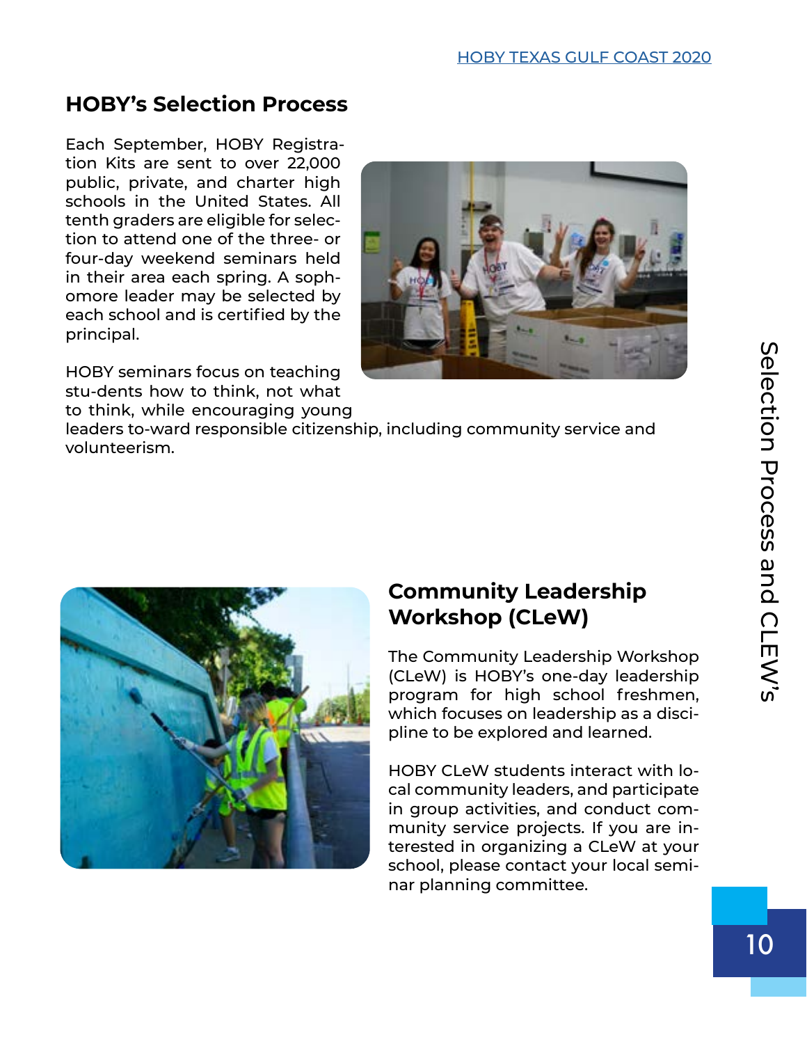## HOBY's Selection Process

Each September, HOBY Registration Kits are sent to over 22,000 public, private, and charter high schools in the United States. All tenth graders are eligible for selection to attend one of the three- or four-day weekend seminars held in their area each spring. A sophomore leader may be selected by each school and is certified by the principal.

HOBY seminars focus on teaching stu-dents how to think, not what to think, while encouraging young leaders to-ward responsible citizenship, including community service and volunteerism.

## Community Leadership Workshop (CLeW)

The Community Leadership Workshop (CLeW) is HOBY's one-day leadership program for high school freshmen, which focuses on leadership as a discipline to be explored and learned.

HOBY CLeW students interact with local community leaders, and participate in group activities, and conduct community service projects. If you are interested in organizing a CLeW at your school, please contact your local seminar planning committee.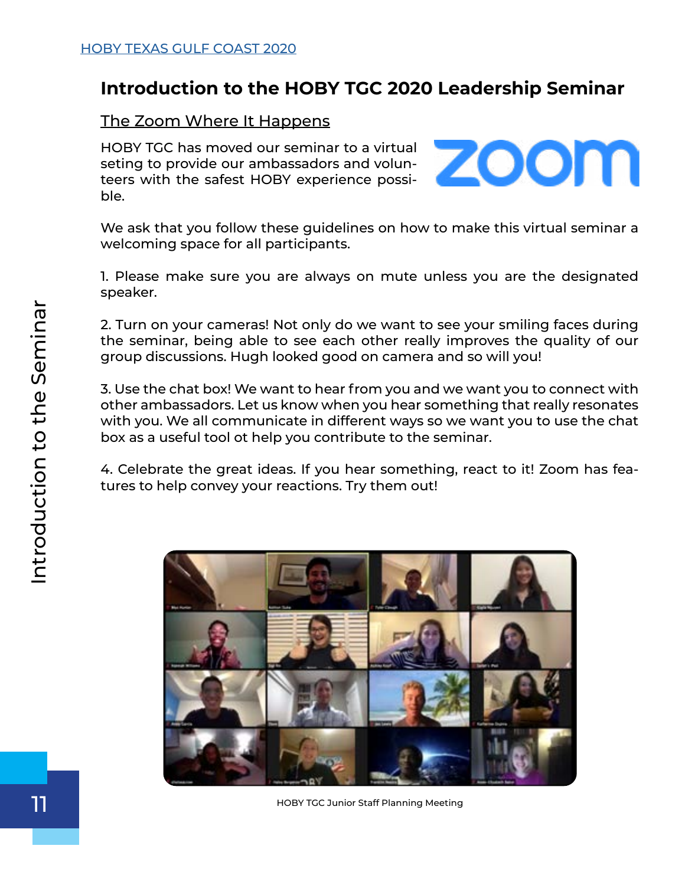## Introduction to the HOBY TGC 2020 Leadership Seminar

### The Zoom Where It Happens

HOBY TGC has moved our seminar to a virtual seting to provide our ambassadors and volunteers with the safest HOBY experience possible.

We ask that you follow these guidelines on how to make this virtual seminar a welcoming space for all participants.

1. Please make sure you are always on mute unless you are the designated speaker.

2. Turn on your cameras! Not only do we want to see your smiling faces during the seminar, being able to see each other really improves the quality of our group discussions. Hugh looked good on camera and so will you!

3. Use the chat box! We want to hear from you and we want you to connect with other ambassadors. Let us know when you hear something that really resonates with you. We all communicate in different ways so we want you to use the chat box as a useful tool ot help you contribute to the seminar.

4. Celebrate the great ideas. If you hear something, react to it! Zoom has features to help convey your reactions. Try them out!

HOBY TGC Junior Staff Planning Meeting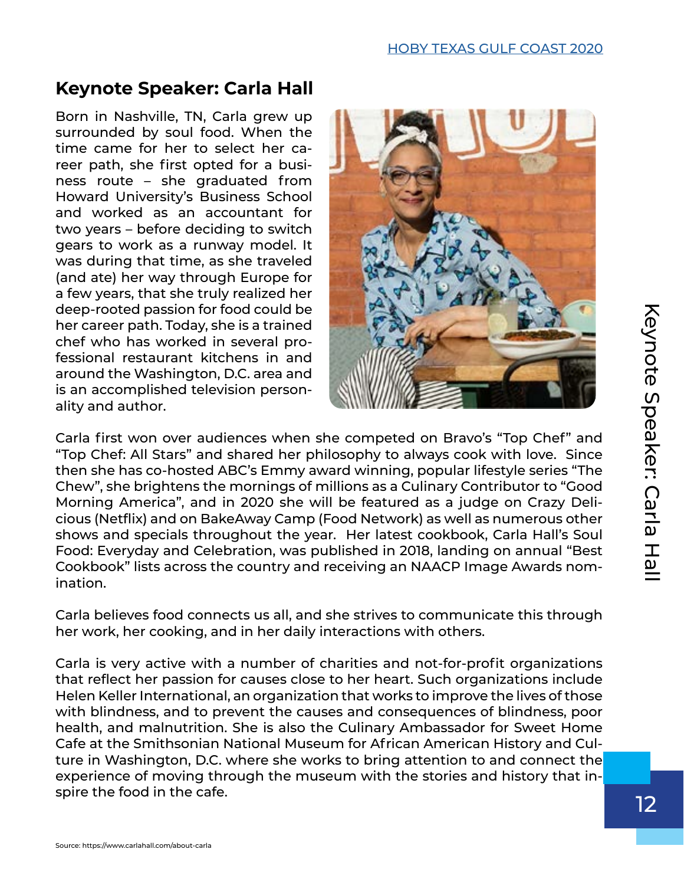## Keynote Speaker: Carla Hall

Born in Nashville, TN, Carla grew up surrounded by soul food. When the time came for her to select her career path, she first opted for a business route – she graduated from Howard University's Business School and worked as an accountant for two years – before deciding to switch gears to work as a runway model. It was during that time, as she traveled (and ate) her way through Europe for a few years, that she truly realized her deep-rooted passion for food could be her career path. Today, she is a trained chef who has worked in several professional restaurant kitchens in and around the Washington, D.C. area and is an accomplished television personality and author.

Carla first won over audiences when she competed on Bravo's "Top Chef" and "Top Chef: All Stars" and shared her philosophy to always cook with love. Since then she has co-hosted ABC's Emmy award winning, popular lifestyle series "The Chew", she brightens the mornings of millions as a Culinary Contributor to "Good Morning America", and in 2020 she will be featured as a judge on Crazy Delicious (Netflix) and on BakeAway Camp (Food Network) as well as numerous other shows and specials throughout the year. Her latest cookbook, Carla Hall's Soul Food: Everyday and Celebration, was published in 2018, landing on annual "Best Cookbook" lists across the country and receiving an NAACP Image Awards nomination.

Carla believes food connects us all, and she strives to communicate this through her work, her cooking, and in her daily interactions with others.

Carla is very active with a number of charities and not-for-profit organizations that reflect her passion for causes close to her heart. Such organizations include Helen Keller International, an organization that works to improve the lives of those with blindness, and to prevent the causes and consequences of blindness, poor health, and malnutrition. She is also the Culinary Ambassador for Sweet Home Cafe at the Smithsonian National Museum for African American History and Culture in Washington, D.C. where she works to bring attention to and connect the experience of moving through the museum with the stories and history that inspire the food in the cafe.

Source: https://www.carlahall.com/about-carla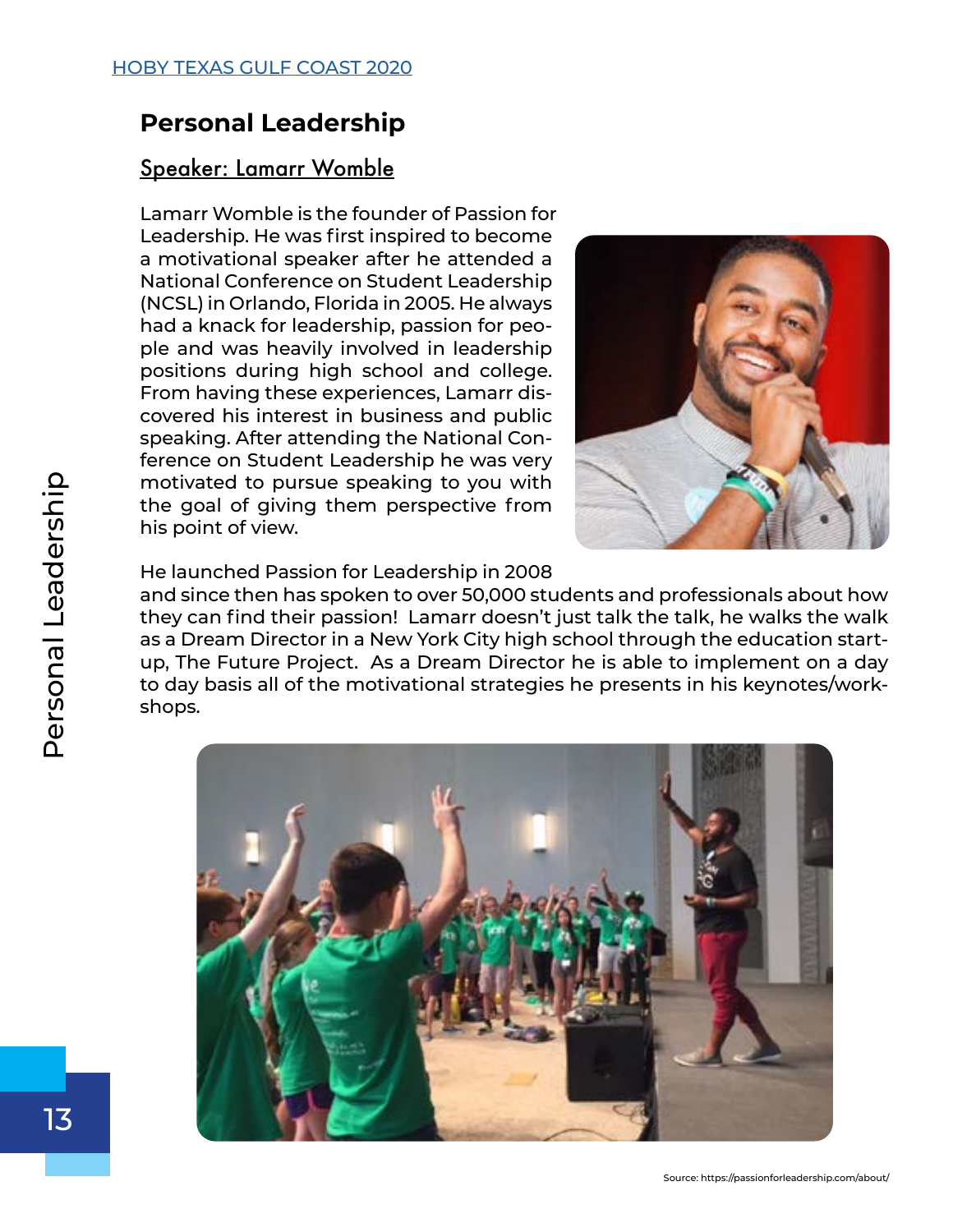## Personal Leadership

### Speaker: Lamarr Womble

Lamarr Womble is the founder of Passion for Leadership. He was first inspired to become a motivational speaker after he attended a National Conference on Student Leadership (NCSL) in Orlando, Florida in 2005. He always had a knack for leadership, passion for people and was heavily involved in leadership positions during high school and college. From having these experiences, Lamarr discovered his interest in business and public speaking. After attending the National Conference on Student Leadership he was very motivated to pursue speaking to you with the goal of giving them perspective from his point of view.

He launched Passion for Leadership in 2008 and since then has spoken to over 50,000 students and professionals about how they can find their passion! Lamarr doesn't just talk the talk, he walks the walk as a Dream Director in a New York City high school through the education start-up, The Future Project. As a Dream Director he is able to implement on a day to day basis all of the motivational strategies he presents in his keynotes/workshops.

Source: https://passionforleadership.com/about/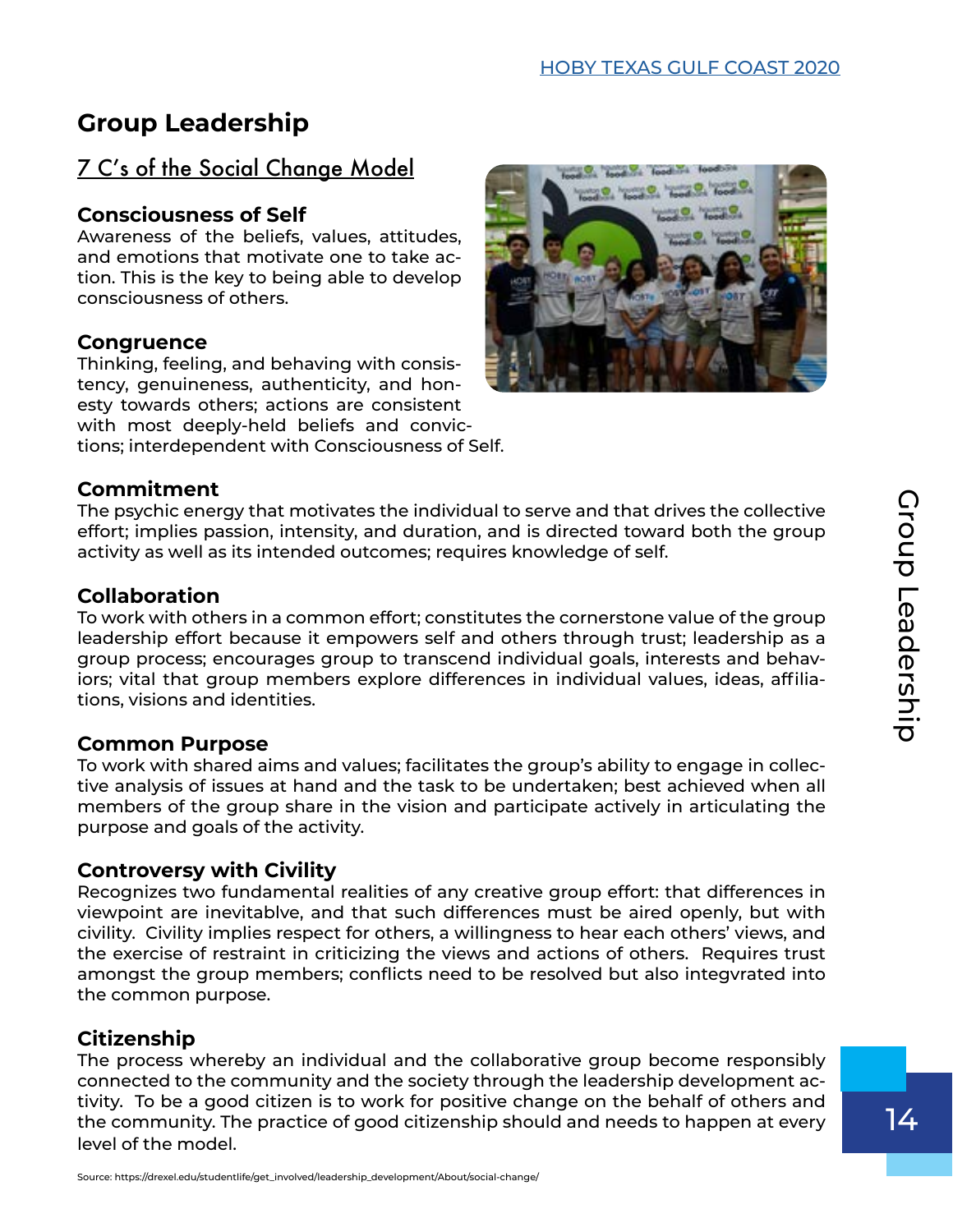# Group Leadership

## 7 C's of the Social Change Model

### Consciousness of Self

Awareness of the beliefs, values, attitudes, and emotions that motivate one to take action. This is the key to being able to develop consciousness of others.

### Congruence

Thinking, feeling, and behaving with consistency, genuineness, authenticity, and honesty towards others; actions are consistent with most deeply-held beliefs and convictions; interdependent with Consciousness of Self.

### Commitment

The psychic energy that motivates the individual to serve and that drives the collective effort; implies passion, intensity, and duration, and is directed toward both the group activity as well as its intended outcomes; requires knowledge of self.

### Collaboration

To work with others in a common effort; constitutes the cornerstone value of the group leadership effort because it empowers self and others through trust; leadership as a group process; encourages group to transcend individual goals, interests and behaviors; vital that group members explore differences in individual values, ideas, affiliations, visions and identities.

### Common Purpose

To work with shared aims and values; facilitates the group's ability to engage in collective analysis of issues at hand and the task to be undertaken; best achieved when all members of the group share in the vision and participate actively in articulating the purpose and goals of the activity.

### Controversy with Civility

Recognizes two fundamental realities of any creative group effort: that differences in viewpoint are inevitablve, and that such differences must be aired openly, but with civility. Civility implies respect for others, a willingness to hear each others' views, and the exercise of restraint in criticizing the views and actions of others. Requires trust amongst the group members; conflicts need to be resolved but also integvrated into the common purpose.

### Citizenship

The process whereby an individual and the collaborative group become responsibly connected to the community and the society through the leadership development activity. To be a good citizen is to work for positive change on the behalf of others and the community. The practice of good citizenship should and needs to happen at every level of the model.

Source: https://drexel.edu/studentlife/get_involved/leadership_development/About/social-change/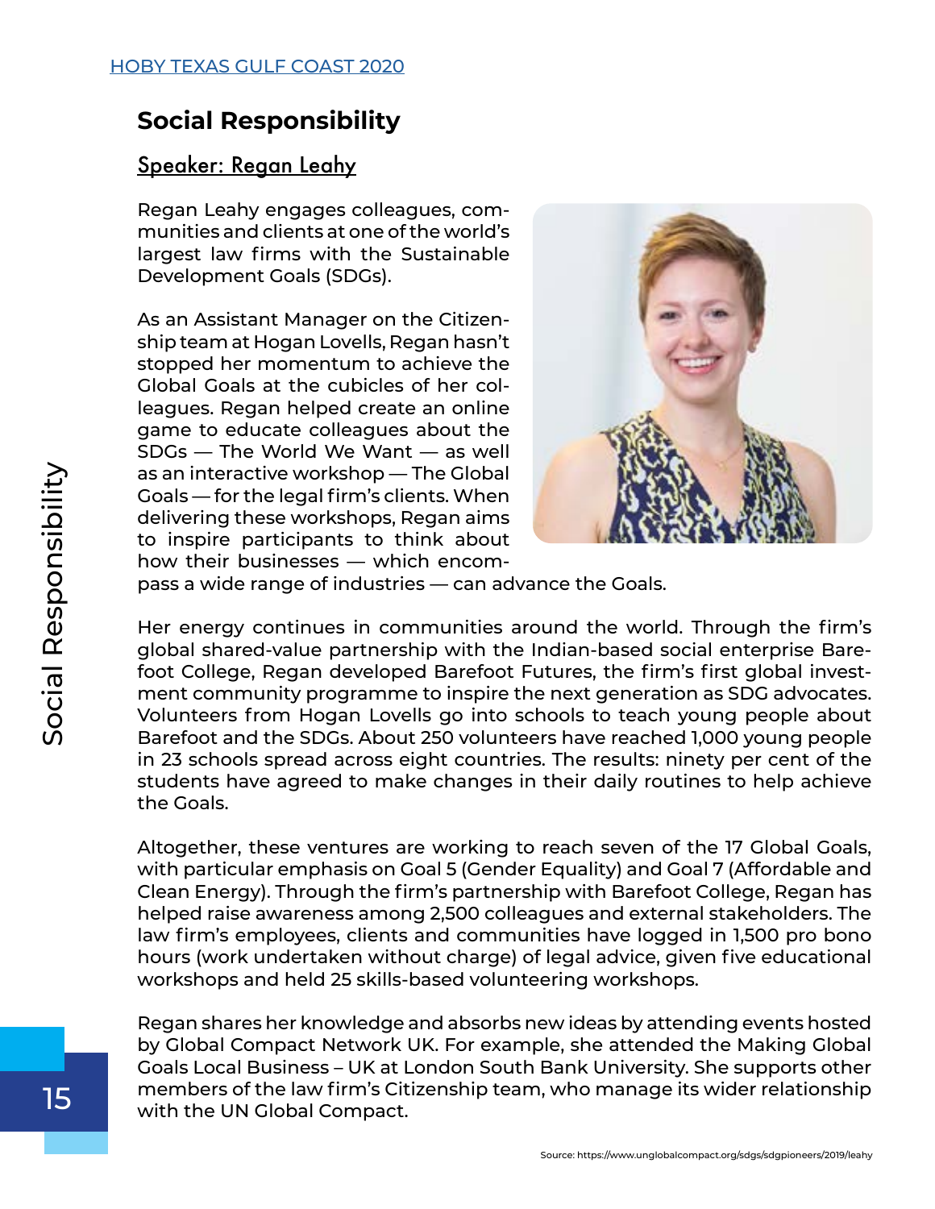## Social Responsibility

### Speaker: Regan Leahy

Regan Leahy engages colleagues, communities and clients at one of the world's largest law firms with the Sustainable Development Goals (SDGs).

As an Assistant Manager on the Citizenship team at Hogan Lovells, Regan hasn't stopped her momentum to achieve the Global Goals at the cubicles of her colleagues. Regan helped create an online game to educate colleagues about the SDGs — The World We Want — as well as an interactive workshop — The Global Goals — for the legal firm's clients. When delivering these workshops, Regan aims to inspire participants to think about how their businesses — which encompass a wide range of industries — can advance the Goals.

Her energy continues in communities around the world. Through the firm's global shared-value partnership with the Indian-based social enterprise Barefoot College, Regan developed Barefoot Futures, the firm's first global investment community programme to inspire the next generation as SDG advocates. Volunteers from Hogan Lovells go into schools to teach young people about Barefoot and the SDGs. About 250 volunteers have reached 1,000 young people in 23 schools spread across eight countries. The results: ninety per cent of the students have agreed to make changes in their daily routines to help achieve the Goals.

Altogether, these ventures are working to reach seven of the 17 Global Goals, with particular emphasis on Goal 5 (Gender Equality) and Goal 7 (Affordable and Clean Energy). Through the firm's partnership with Barefoot College, Regan has helped raise awareness among 2,500 colleagues and external stakeholders. The law firm's employees, clients and communities have logged in 1,500 pro bono hours (work undertaken without charge) of legal advice, given five educational workshops and held 25 skills-based volunteering workshops.

Regan shares her knowledge and absorbs new ideas by attending events hosted by Global Compact Network UK. For example, she attended the Making Global Goals Local Business – UK at London South Bank University. She supports other members of the law firm's Citizenship team, who manage its wider relationship with the UN Global Compact.

Source: https://www.unglobalcompact.org/sdgs/sdgpioneers/2019/leahy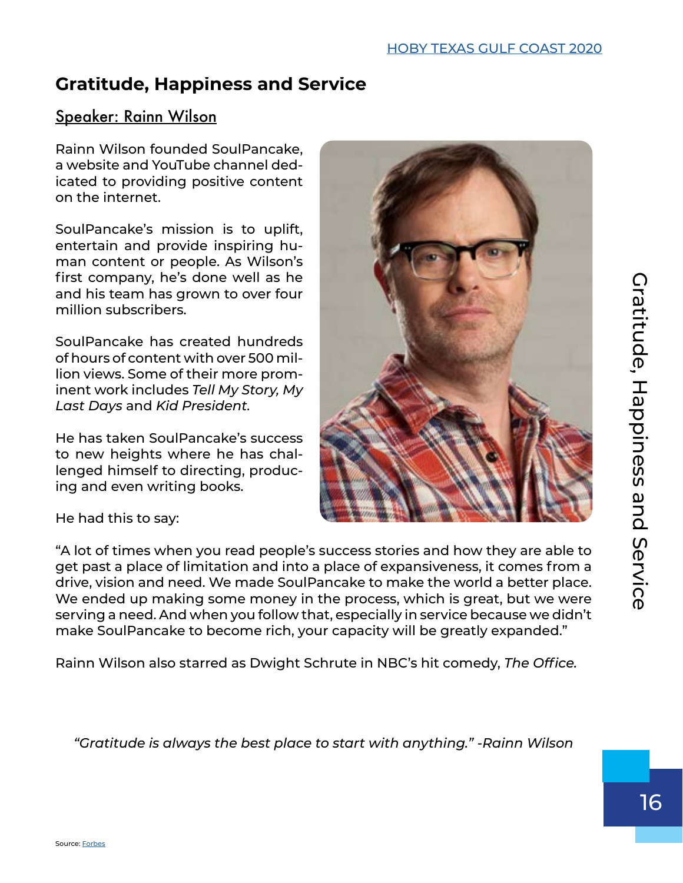## Gratitude, Happiness and Service

### Speaker: Rainn Wilson

Rainn Wilson founded SoulPancake, a website and YouTube channel dedicated to providing positive content on the internet.

SoulPancake's mission is to uplift, entertain and provide inspiring human content or people. As Wilson's first company, he's done well as he and his team has grown to over four million subscribers.

SoulPancake has created hundreds of hours of content with over 500 million views. Some of their more prominent work includes *Tell My Story, My Last Days* and *Kid President*.

He has taken SoulPancake's success to new heights where he has challenged himself to directing, producing and even writing books.

He had this to say:

"A lot of times when you read people's success stories and how they are able to get past a place of limitation and into a place of expansiveness, it comes from a drive, vision and need. We made SoulPancake to make the world a better place. We ended up making some money in the process, which is great, but we were serving a need. And when you follow that, especially in service because we didn't make SoulPancake to become rich, your capacity will be greatly expanded."

Rainn Wilson also starred as Dwight Schrute in NBC's hit comedy, *The Office*.

*"Gratitude is always the best place to start with anything." -Rainn Wilson*

Source: Forbes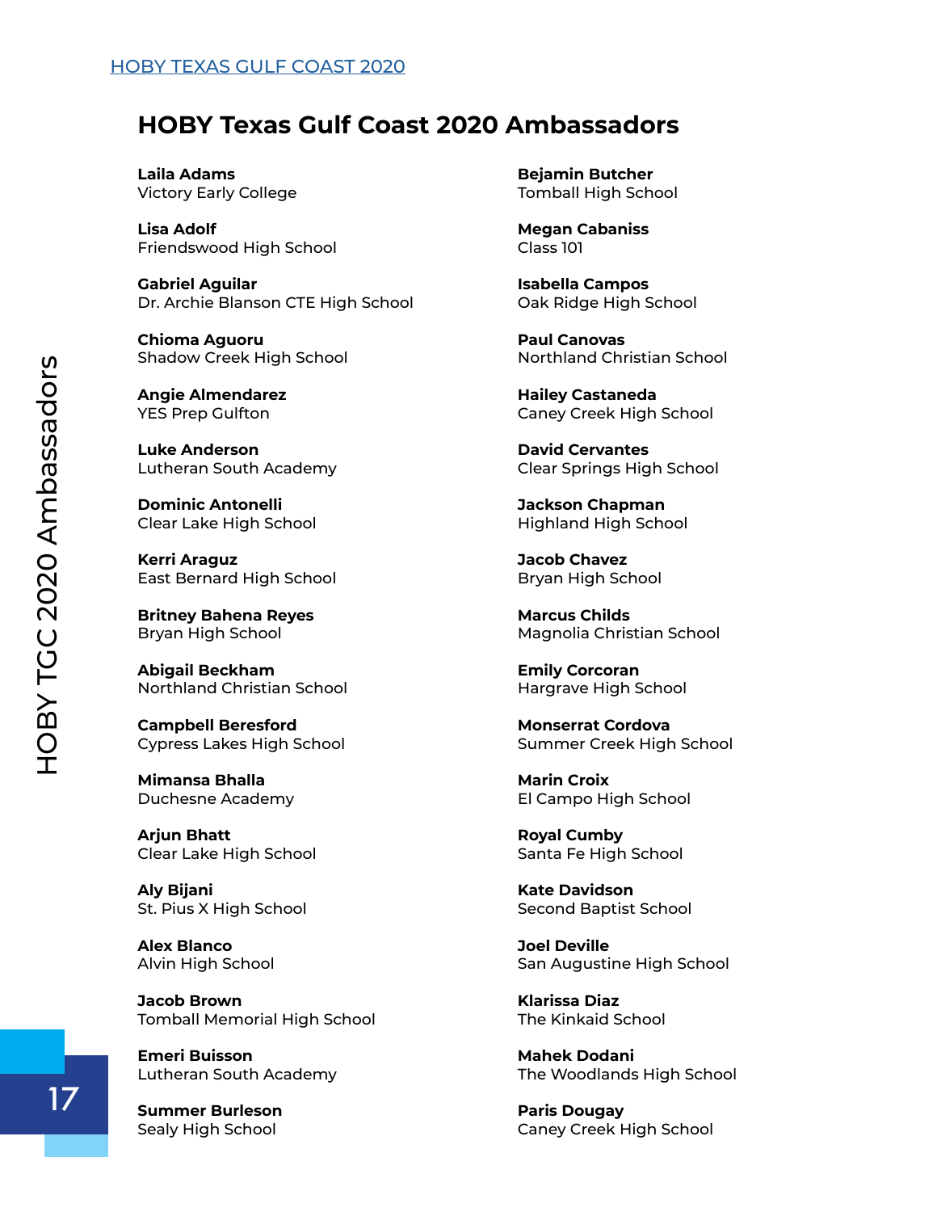## HOBY Texas Gulf Coast 2020 Ambassadors

**Laila Adams**
Victory Early College

**Lisa Adolf**
Friendswood High School

**Gabriel Aguilar**
Dr. Archie Blanson CTE High School

**Chioma Aguoru**
Shadow Creek High School

**Angie Almendarez**
YES Prep Gulfton

**Luke Anderson**
Lutheran South Academy

**Dominic Antonelli**
Clear Lake High School

**Kerri Araguz**
East Bernard High School

**Britney Bahena Reyes**
Bryan High School

**Abigail Beckham**
Northland Christian School

**Campbell Beresford**
Cypress Lakes High School

**Mimansa Bhalla**
Duchesne Academy

**Arjun Bhatt**
Clear Lake High School

**Aly Bijani**
St. Pius X High School

**Alex Blanco**
Alvin High School

**Jacob Brown**
Tomball Memorial High School

**Emeri Buisson**
Lutheran South Academy

**Summer Burleson**
Sealy High School

**Bejamin Butcher**
Tomball High School

**Megan Cabaniss**
Class 101

**Isabella Campos**
Oak Ridge High School

**Paul Canovas**
Northland Christian School

**Hailey Castaneda**
Caney Creek High School

**David Cervantes**
Clear Springs High School

**Jackson Chapman**
Highland High School

**Jacob Chavez**
Bryan High School

**Marcus Childs**
Magnolia Christian School

**Emily Corcoran**
Hargrave High School

**Monserrat Cordova**
Summer Creek High School

**Marin Croix**
El Campo High School

**Royal Cumby**
Santa Fe High School

**Kate Davidson**
Second Baptist School

**Joel Deville**
San Augustine High School

**Klarissa Diaz**
The Kinkaid School

**Mahek Dodani**
The Woodlands High School

**Paris Dougay**
Caney Creek High School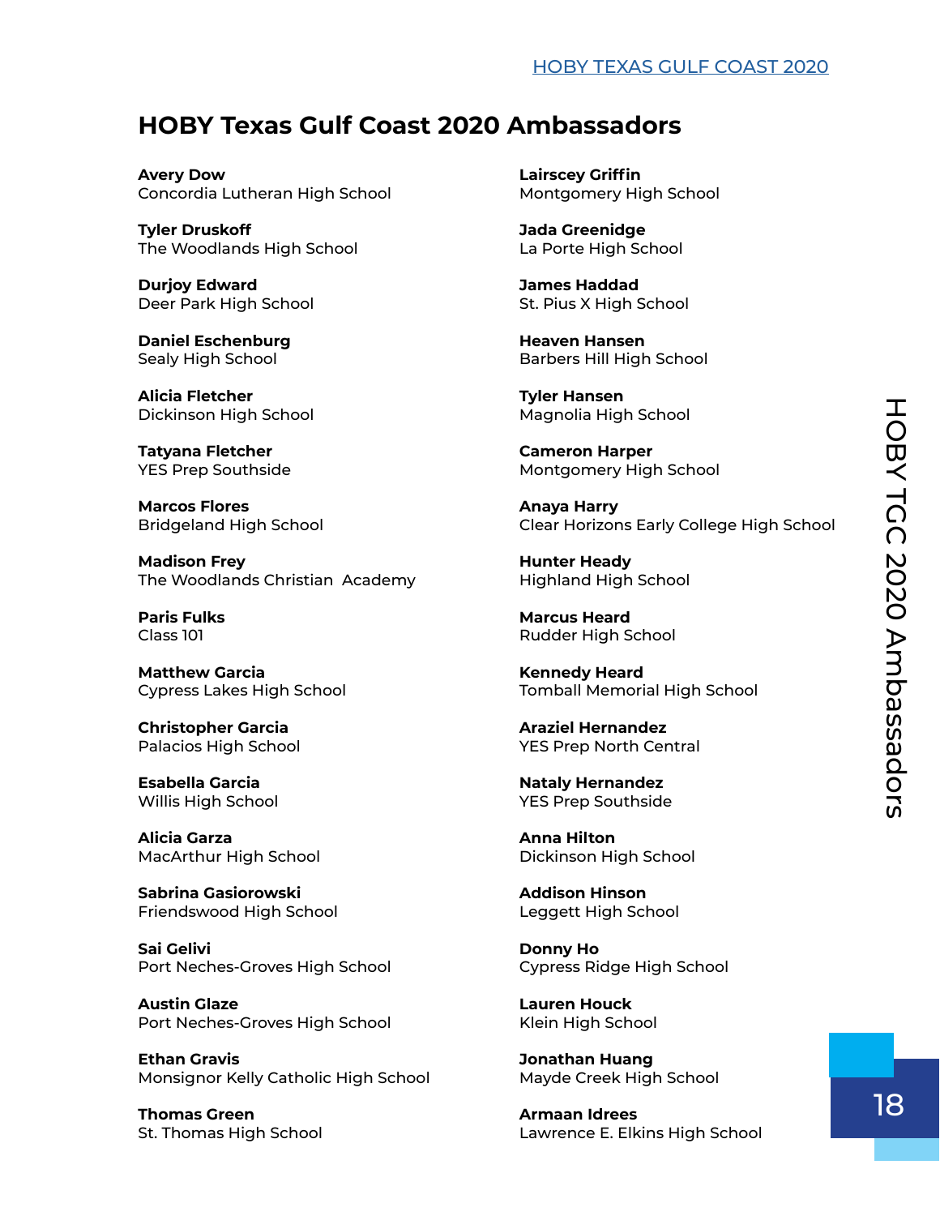## HOBY Texas Gulf Coast 2020 Ambassadors

**Avery Dow**
Concordia Lutheran High School

**Tyler Druskoff**
The Woodlands High School

**Durjoy Edward**
Deer Park High School

**Daniel Eschenburg**
Sealy High School

**Alicia Fletcher**
Dickinson High School

**Tatyana Fletcher**
YES Prep Southside

**Marcos Flores**
Bridgeland High School

**Madison Frey**
The Woodlands Christian Academy

**Paris Fulks**
Class 101

**Matthew Garcia**
Cypress Lakes High School

**Christopher Garcia**
Palacios High School

**Esabella Garcia**
Willis High School

**Alicia Garza**
MacArthur High School

**Sabrina Gasiorowski**
Friendswood High School

**Sai Gelivi**
Port Neches-Groves High School

**Austin Glaze**
Port Neches-Groves High School

**Ethan Gravis**
Monsignor Kelly Catholic High School

**Thomas Green**
St. Thomas High School

**Lairscey Griffin**
Montgomery High School

**Jada Greenidge**
La Porte High School

**James Haddad**
St. Pius X High School

**Heaven Hansen**
Barbers Hill High School

**Tyler Hansen**
Magnolia High School

**Cameron Harper**
Montgomery High School

**Anaya Harry**
Clear Horizons Early College High School

**Hunter Heady**
Highland High School

**Marcus Heard**
Rudder High School

**Kennedy Heard**
Tomball Memorial High School

**Araziel Hernandez**
YES Prep North Central

**Nataly Hernandez**
YES Prep Southside

**Anna Hilton**
Dickinson High School

**Addison Hinson**
Leggett High School

**Donny Ho**
Cypress Ridge High School

**Lauren Houck**
Klein High School

**Jonathan Huang**
Mayde Creek High School

**Armaan Idrees**
Lawrence E. Elkins High School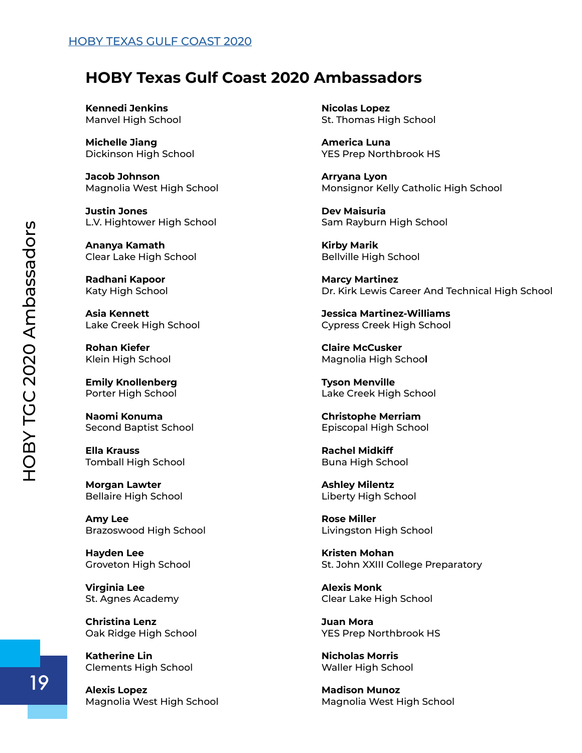## HOBY Texas Gulf Coast 2020 Ambassadors

**Kennedi Jenkins**
Manvel High School

**Michelle Jiang**
Dickinson High School

**Jacob Johnson**
Magnolia West High School

**Justin Jones**
L.V. Hightower High School

**Ananya Kamath**
Clear Lake High School

**Radhani Kapoor**
Katy High School

**Asia Kennett**
Lake Creek High School

**Rohan Kiefer**
Klein High School

**Emily Knollenberg**
Porter High School

**Naomi Konuma**
Second Baptist School

**Ella Krauss**
Tomball High School

**Morgan Lawter**
Bellaire High School

**Amy Lee**
Brazoswood High School

**Hayden Lee**
Groveton High School

**Virginia Lee**
St. Agnes Academy

**Christina Lenz**
Oak Ridge High School

**Katherine Lin**
Clements High School

**Alexis Lopez**
Magnolia West High School

**Nicolas Lopez**
St. Thomas High School

**America Luna**
YES Prep Northbrook HS

**Arryana Lyon**
Monsignor Kelly Catholic High School

**Dev Maisuria**
Sam Rayburn High School

**Kirby Marik**
Bellville High School

**Marcy Martinez**
Dr. Kirk Lewis Career And Technical High School

**Jessica Martinez-Williams**
Cypress Creek High School

**Claire McCusker**
Magnolia High School

**Tyson Menville**
Lake Creek High School

**Christophe Merriam**
Episcopal High School

**Rachel Midkiff**
Buna High School

**Ashley Milentz**
Liberty High School

**Rose Miller**
Livingston High School

**Kristen Mohan**
St. John XXIII College Preparatory

**Alexis Monk**
Clear Lake High School

**Juan Mora**
YES Prep Northbrook HS

**Nicholas Morris**
Waller High School

**Madison Munoz**
Magnolia West High School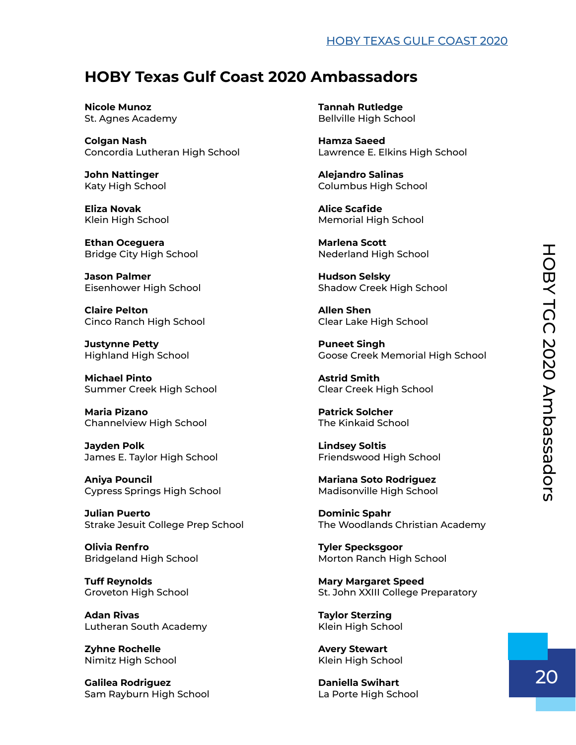## HOBY Texas Gulf Coast 2020 Ambassadors

**Nicole Munoz**
St. Agnes Academy

**Colgan Nash**
Concordia Lutheran High School

**John Nattinger**
Katy High School

**Eliza Novak**
Klein High School

**Ethan Oceguera**
Bridge City High School

**Jason Palmer**
Eisenhower High School

**Claire Pelton**
Cinco Ranch High School

**Justynne Petty**
Highland High School

**Michael Pinto**
Summer Creek High School

**Maria Pizano**
Channelview High School

**Jayden Polk**
James E. Taylor High School

**Aniya Pouncil**
Cypress Springs High School

**Julian Puerto**
Strake Jesuit College Prep School

**Olivia Renfro**
Bridgeland High School

**Tuff Reynolds**
Groveton High School

**Adan Rivas**
Lutheran South Academy

**Zyhne Rochelle**
Nimitz High School

**Galilea Rodriguez**
Sam Rayburn High School

**Tannah Rutledge**
Bellville High School

**Hamza Saeed**
Lawrence E. Elkins High School

**Alejandro Salinas**
Columbus High School

**Alice Scafide**
Memorial High School

**Marlena Scott**
Nederland High School

**Hudson Selsky**
Shadow Creek High School

**Allen Shen**
Clear Lake High School

**Puneet Singh**
Goose Creek Memorial High School

**Astrid Smith**
Clear Creek High School

**Patrick Solcher**
The Kinkaid School

**Lindsey Soltis**
Friendswood High School

**Mariana Soto Rodriguez**
Madisonville High School

**Dominic Spahr**
The Woodlands Christian Academy

**Tyler Specksgoor**
Morton Ranch High School

**Mary Margaret Speed**
St. John XXIII College Preparatory

**Taylor Sterzing**
Klein High School

**Avery Stewart**
Klein High School

**Daniella Swihart**
La Porte High School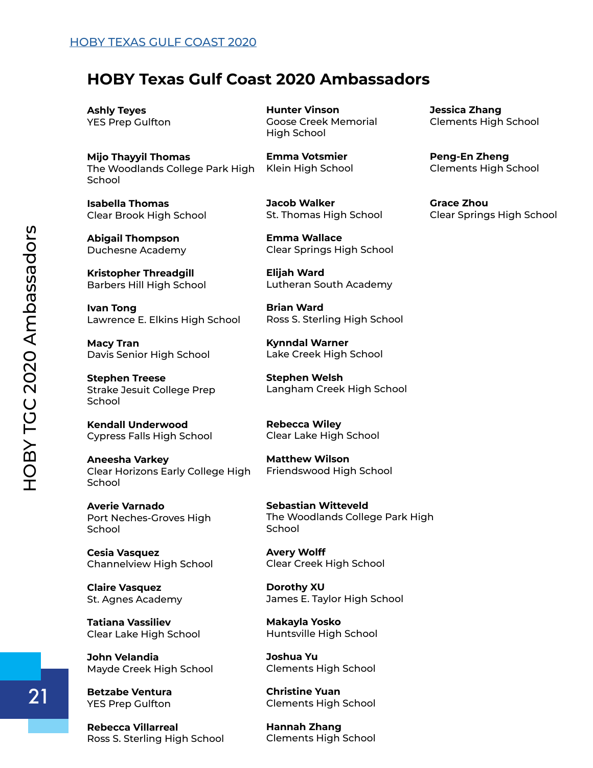## HOBY Texas Gulf Coast 2020 Ambassadors

**Ashly Teyes**
YES Prep Gulfton

**Mijo Thayyil Thomas**
The Woodlands College Park High School

**Isabella Thomas**
Clear Brook High School

**Abigail Thompson**
Duchesne Academy

**Kristopher Threadgill**
Barbers Hill High School

**Ivan Tong**
Lawrence E. Elkins High School

**Macy Tran**
Davis Senior High School

**Stephen Treese**
Strake Jesuit College Prep School

**Kendall Underwood**
Cypress Falls High School

**Aneesha Varkey**
Clear Horizons Early College High School

**Averie Varnado**
Port Neches-Groves High School

**Cesia Vasquez**
Channelview High School

**Claire Vasquez**
St. Agnes Academy

**Tatiana Vassiliev**
Clear Lake High School

**John Velandia**
Mayde Creek High School

**Betzabe Ventura**
YES Prep Gulfton

**Rebecca Villarreal**
Ross S. Sterling High School

**Hunter Vinson**
Goose Creek Memorial High School

**Emma Votsmier**
Klein High School

**Jacob Walker**
St. Thomas High School

**Emma Wallace**
Clear Springs High School

**Elijah Ward**
Lutheran South Academy

**Brian Ward**
Ross S. Sterling High School

**Kynndal Warner**
Lake Creek High School

**Stephen Welsh**
Langham Creek High School

**Rebecca Wiley**
Clear Lake High School

**Matthew Wilson**
Friendswood High School

**Sebastian Witteveld**
The Woodlands College Park High School

**Avery Wolff**
Clear Creek High School

**Dorothy XU**
James E. Taylor High School

**Makayla Yosko**
Huntsville High School

**Joshua Yu**
Clements High School

**Christine Yuan**
Clements High School

**Hannah Zhang**
Clements High School

**Jessica Zhang**
Clements High School

**Peng-En Zheng**
Clements High School

**Grace Zhou**
Clear Springs High School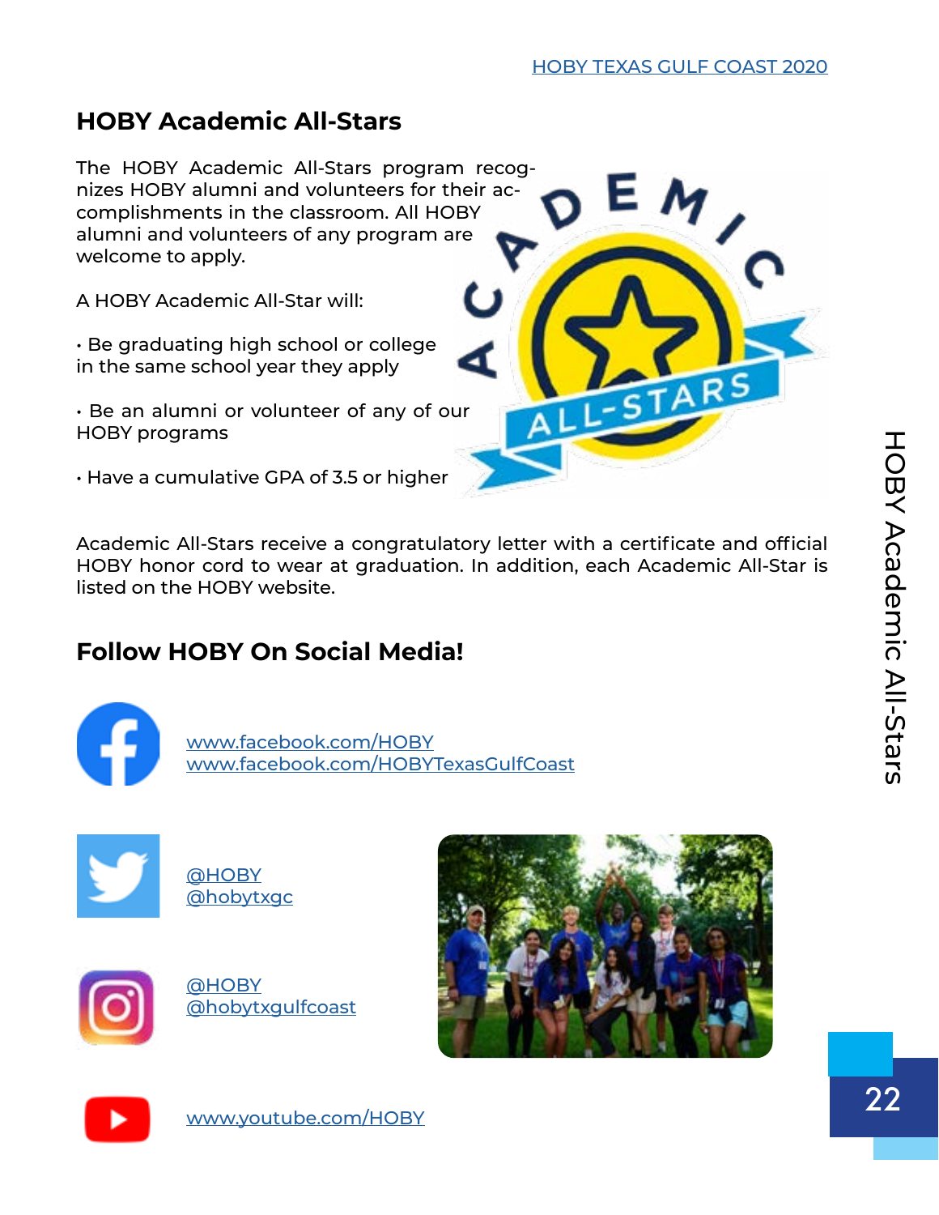## HOBY Academic All-Stars

The HOBY Academic All-Stars program recognizes HOBY alumni and volunteers for their accomplishments in the classroom. All HOBY alumni and volunteers of any program are welcome to apply.

A HOBY Academic All-Star will:

- Be graduating high school or college in the same school year they apply
- Be an alumni or volunteer of any of our HOBY programs
- Have a cumulative GPA of 3.5 or higher

Academic All-Stars receive a congratulatory letter with a certificate and official HOBY honor cord to wear at graduation. In addition, each Academic All-Star is listed on the HOBY website.

## Follow HOBY On Social Media!

www.facebook.com/HOBY
www.facebook.com/HOBYTexasGulfCoast

@HOBY
@hobytxgc

@HOBY
@hobytxgulfcoast

www.youtube.com/HOBY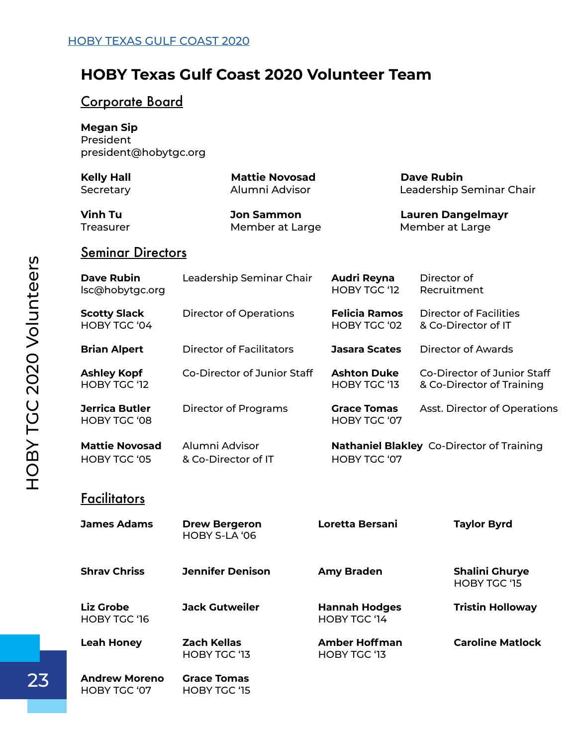# HOBY Texas Gulf Coast 2020 Volunteer Team

## Corporate Board

**Megan Sip**
President
president@hobytgc.org

**Kelly Hall**
Secretary

**Mattie Novosad**
Alumni Advisor

**Dave Rubin**
Leadership Seminar Chair

**Vinh Tu**
Treasurer

**Jon Sammon**
Member at Large

**Lauren Dangelmayr**
Member at Large

## Seminar Directors

| Name | Role | Name | Role |
|---|---|---|---|
| **Dave Rubin** lsc@hobytgc.org | Leadership Seminar Chair | **Audri Reyna** HOBY TGC '12 | Director of Recruitment |
| **Scotty Slack** HOBY TGC '04 | Director of Operations | **Felicia Ramos** HOBY TGC '02 | Director of Facilities & Co-Director of IT |
| **Brian Alpert** | Director of Facilitators | **Jasara Scates** | Director of Awards |
| **Ashley Kopf** HOBY TGC '12 | Co-Director of Junior Staff | **Ashton Duke** HOBY TGC '13 | Co-Director of Junior Staff & Co-Director of Training |
| **Jerrica Butler** HOBY TGC '08 | Director of Programs | **Grace Tomas** HOBY TGC '07 | Asst. Director of Operations |
| **Mattie Novosad** HOBY TGC '05 | Alumni Advisor & Co-Director of IT | **Nathaniel Blakley** HOBY TGC '07 | Co-Director of Training |

## Facilitators

| | | | |
|---|---|---|---|
| **James Adams** | **Drew Bergeron** HOBY S-LA '06 | **Loretta Bersani** | **Taylor Byrd** |
| **Shrav Chriss** | **Jennifer Denison** | **Amy Braden** | **Shalini Ghurye** HOBY TGC '15 |
| **Liz Grobe** HOBY TGC '16 | **Jack Gutweiler** | **Hannah Hodges** HOBY TGC '14 | **Tristin Holloway** |
| **Leah Honey** | **Zach Kellas** HOBY TGC '13 | **Amber Hoffman** HOBY TGC '13 | **Caroline Matlock** |
| **Andrew Moreno** HOBY TGC '07 | **Grace Tomas** HOBY TGC '15 | | |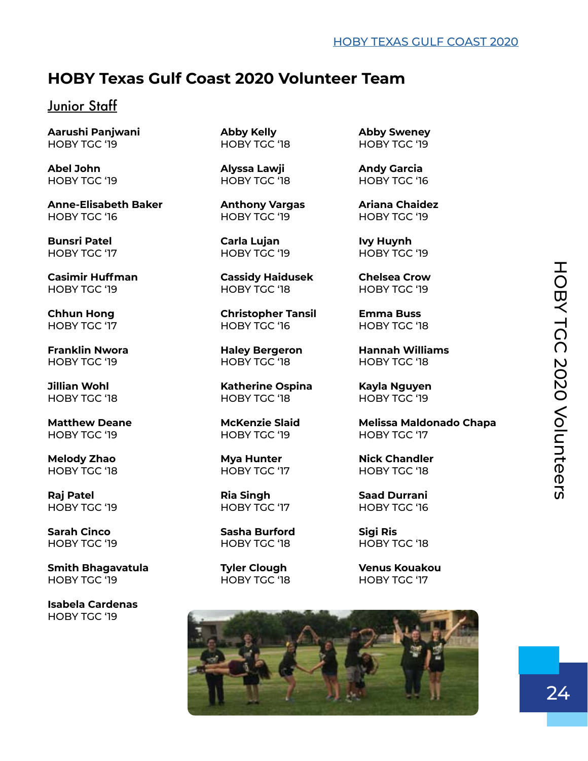## HOBY Texas Gulf Coast 2020 Volunteer Team

### Junior Staff

**Aarushi Panjwani**
HOBY TGC '19

**Abby Kelly**
HOBY TGC '18

**Abby Sweney**
HOBY TGC '19

**Abel John**
HOBY TGC '19

**Alyssa Lawji**
HOBY TGC '18

**Andy Garcia**
HOBY TGC '16

**Anne-Elisabeth Baker**
HOBY TGC '16

**Anthony Vargas**
HOBY TGC '19

**Ariana Chaidez**
HOBY TGC '19

**Bunsri Patel**
HOBY TGC '17

**Carla Lujan**
HOBY TGC '19

**Ivy Huynh**
HOBY TGC '19

**Casimir Huffman**
HOBY TGC '19

**Cassidy Haidusek**
HOBY TGC '18

**Chelsea Crow**
HOBY TGC '19

**Chhun Hong**
HOBY TGC '17

**Christopher Tansil**
HOBY TGC '16

**Emma Buss**
HOBY TGC '18

**Franklin Nwora**
HOBY TGC '19

**Haley Bergeron**
HOBY TGC '18

**Hannah Williams**
HOBY TGC '18

**Jillian Wohl**
HOBY TGC '18

**Katherine Ospina**
HOBY TGC '18

**Kayla Nguyen**
HOBY TGC '19

**Matthew Deane**
HOBY TGC '19

**McKenzie Slaid**
HOBY TGC '19

**Melissa Maldonado Chapa**
HOBY TGC '17

**Melody Zhao**
HOBY TGC '18

**Mya Hunter**
HOBY TGC '17

**Nick Chandler**
HOBY TGC '18

**Raj Patel**
HOBY TGC '19

**Ria Singh**
HOBY TGC '17

**Saad Durrani**
HOBY TGC '16

**Sarah Cinco**
HOBY TGC '19

**Sasha Burford**
HOBY TGC '18

**Sigi Ris**
HOBY TGC '18

**Smith Bhagavatula**
HOBY TGC '19

**Tyler Clough**
HOBY TGC '18

**Venus Kouakou**
HOBY TGC '17

**Isabela Cardenas**
HOBY TGC '19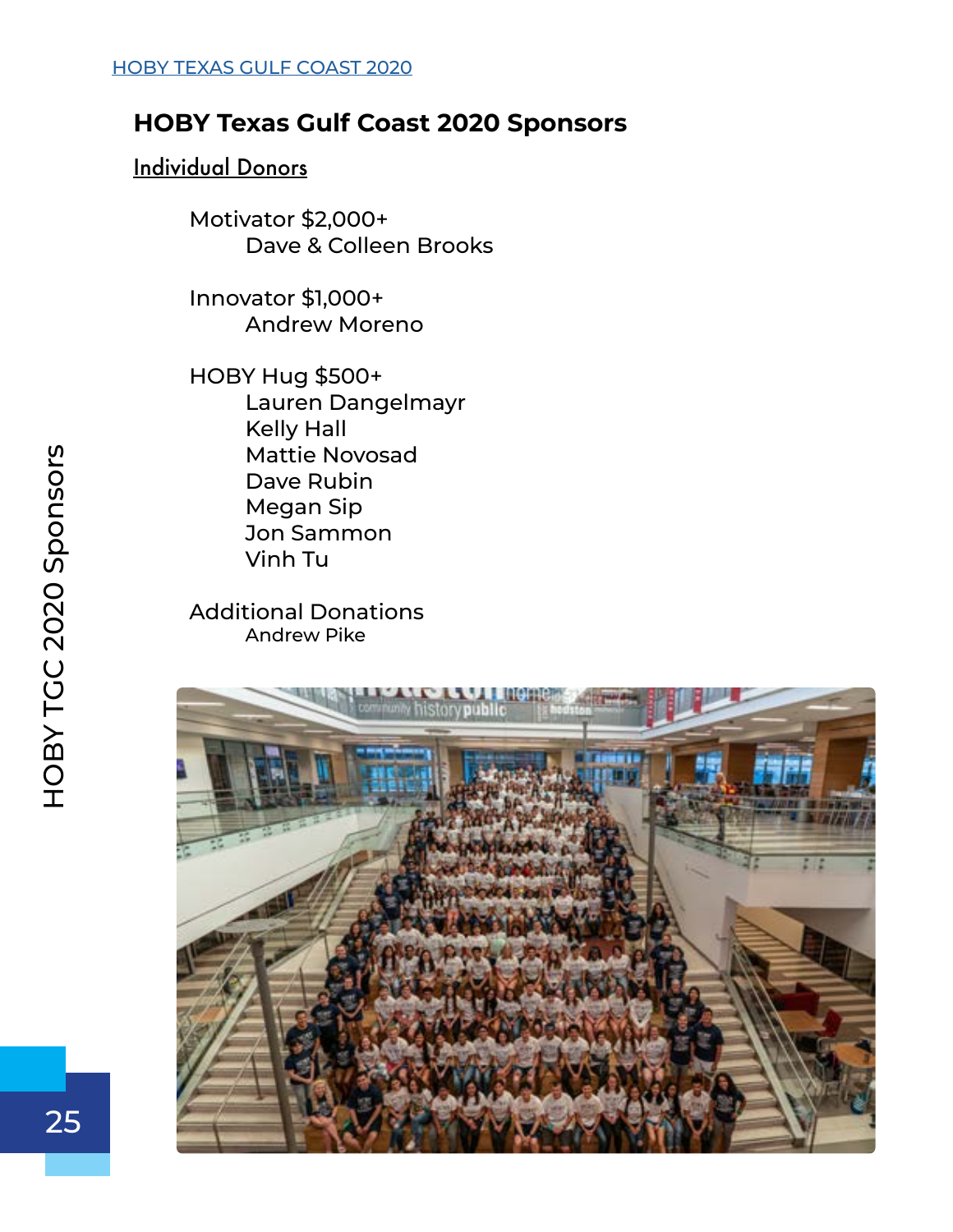## HOBY Texas Gulf Coast 2020 Sponsors

### Individual Donors

Motivator $2,000+
- Dave & Colleen Brooks

Innovator $1,000+
- Andrew Moreno

HOBY Hug $500+
- Lauren Dangelmayr
- Kelly Hall
- Mattie Novosad
- Dave Rubin
- Megan Sip
- Jon Sammon
- Vinh Tu

Additional Donations
- Andrew Pike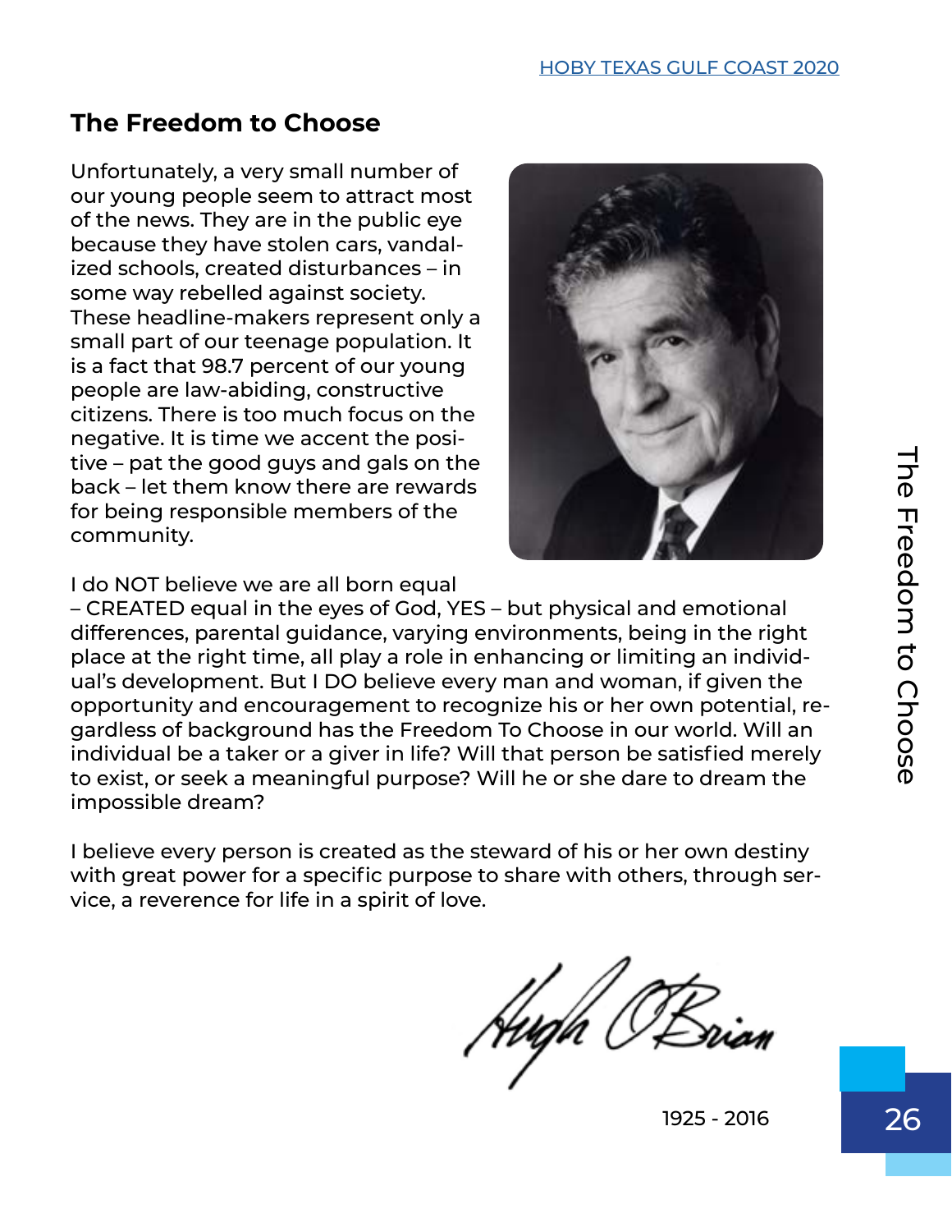## The Freedom to Choose

Unfortunately, a very small number of our young people seem to attract most of the news. They are in the public eye because they have stolen cars, vandalized schools, created disturbances – in some way rebelled against society. These headline-makers represent only a small part of our teenage population. It is a fact that 98.7 percent of our young people are law-abiding, constructive citizens. There is too much focus on the negative. It is time we accent the positive – pat the good guys and gals on the back – let them know there are rewards for being responsible members of the community.

I do NOT believe we are all born equal – CREATED equal in the eyes of God, YES – but physical and emotional differences, parental guidance, varying environments, being in the right place at the right time, all play a role in enhancing or limiting an individual's development. But I DO believe every man and woman, if given the opportunity and encouragement to recognize his or her own potential, regardless of background has the Freedom To Choose in our world. Will an individual be a taker or a giver in life? Will that person be satisfied merely to exist, or seek a meaningful purpose? Will he or she dare to dream the impossible dream?

I believe every person is created as the steward of his or her own destiny with great power for a specific purpose to share with others, through service, a reverence for life in a spirit of love.

Hugh O'Brian

1925 - 2016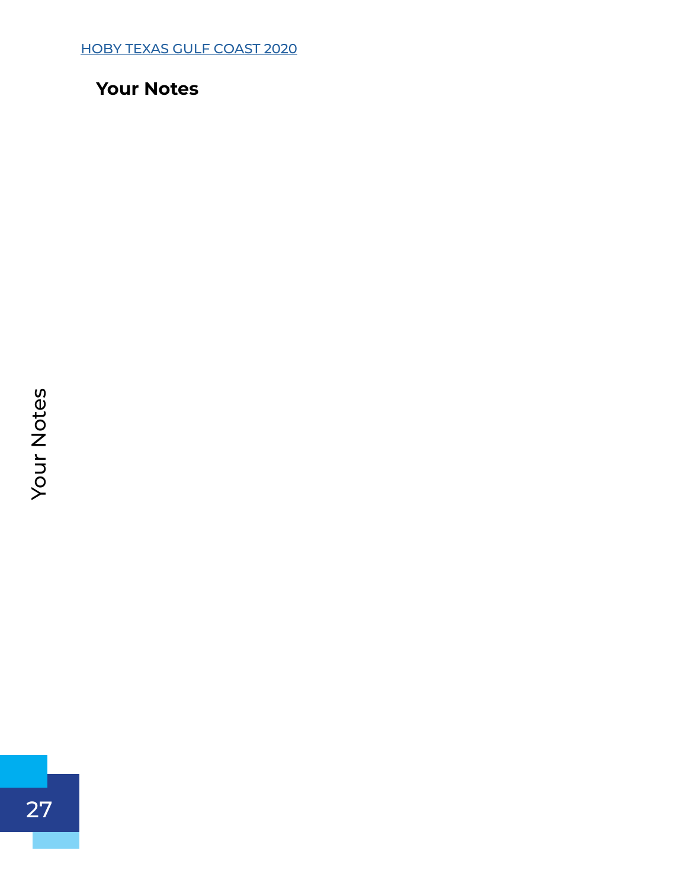## Your Notes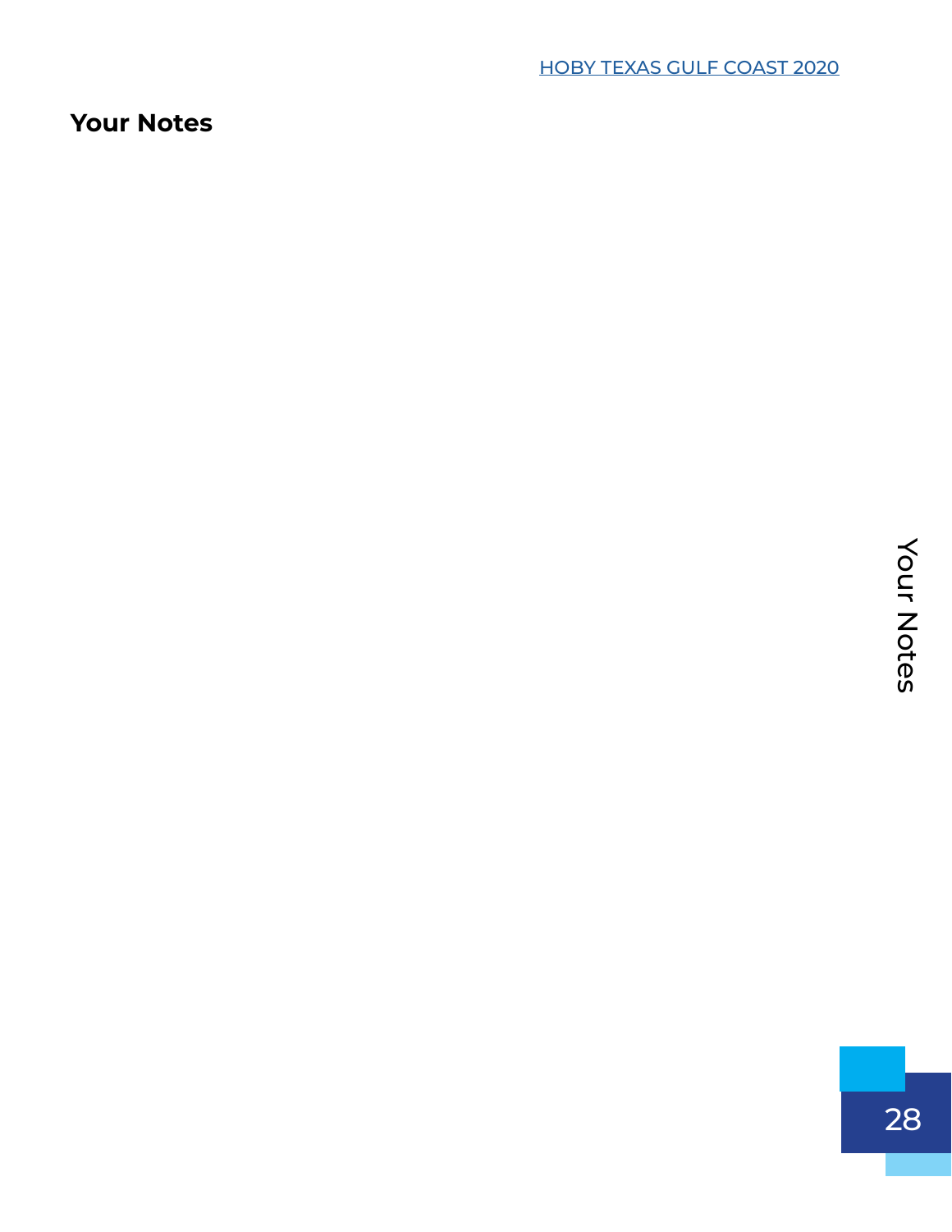## Your Notes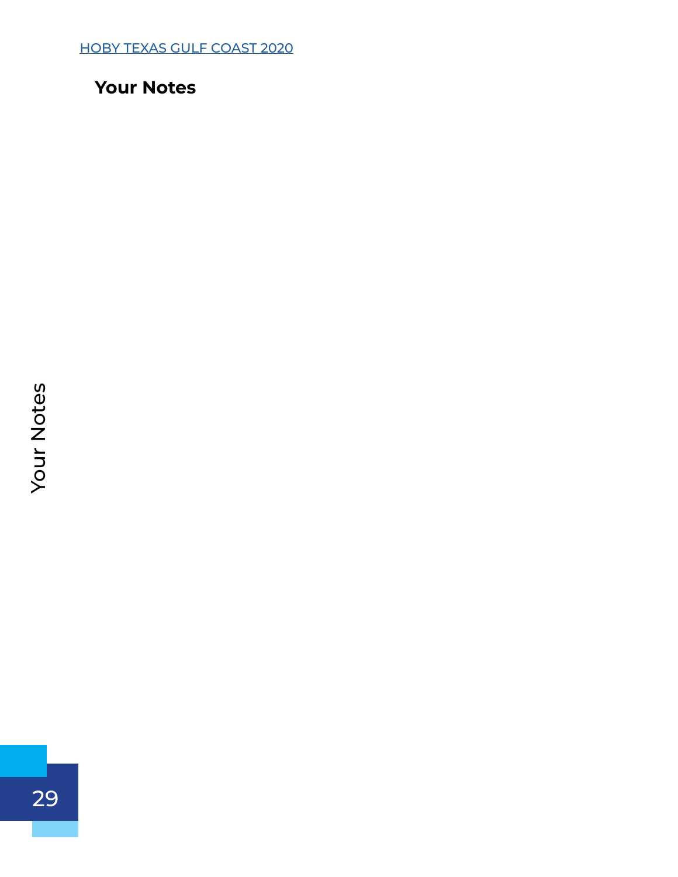## Your Notes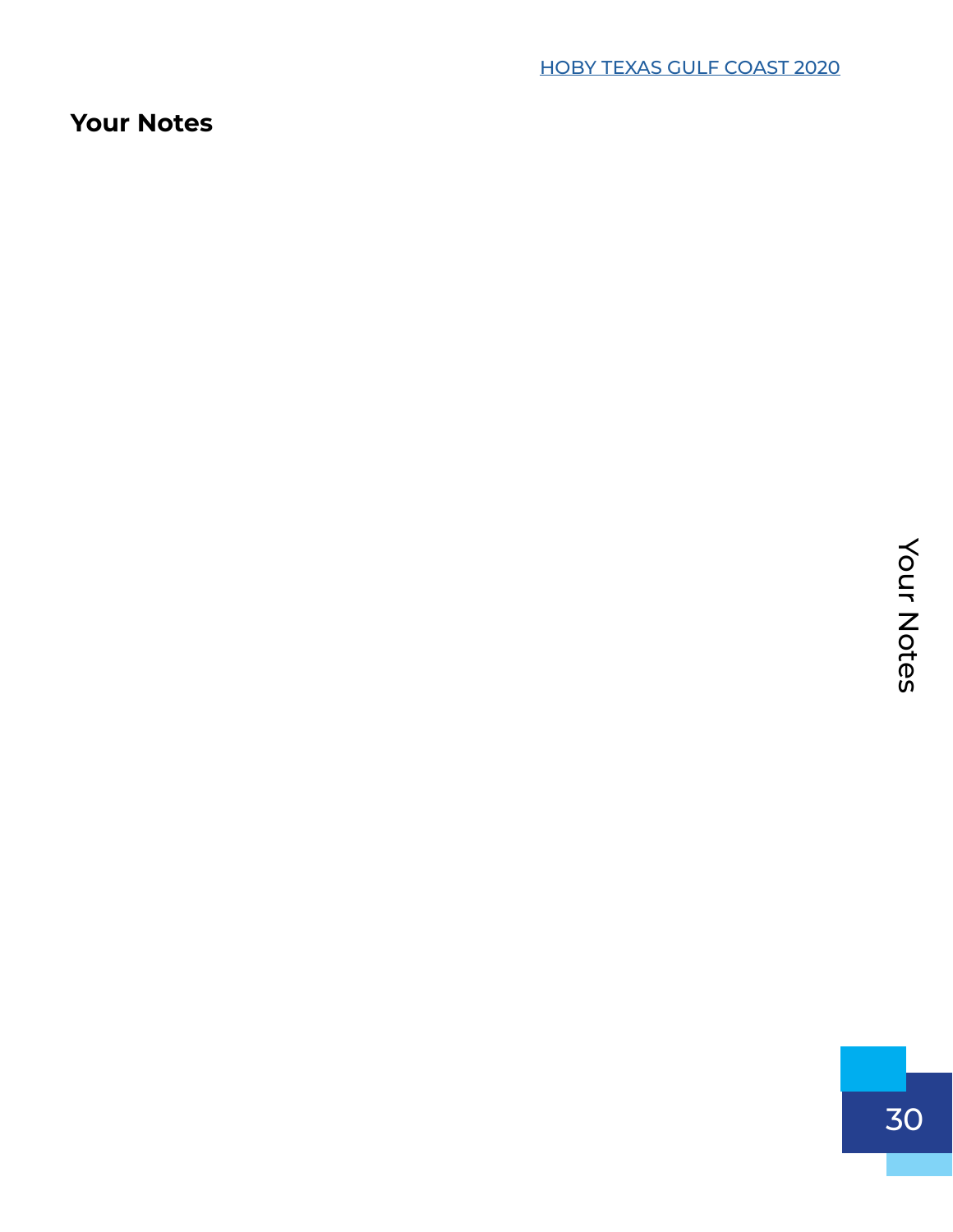## Your Notes